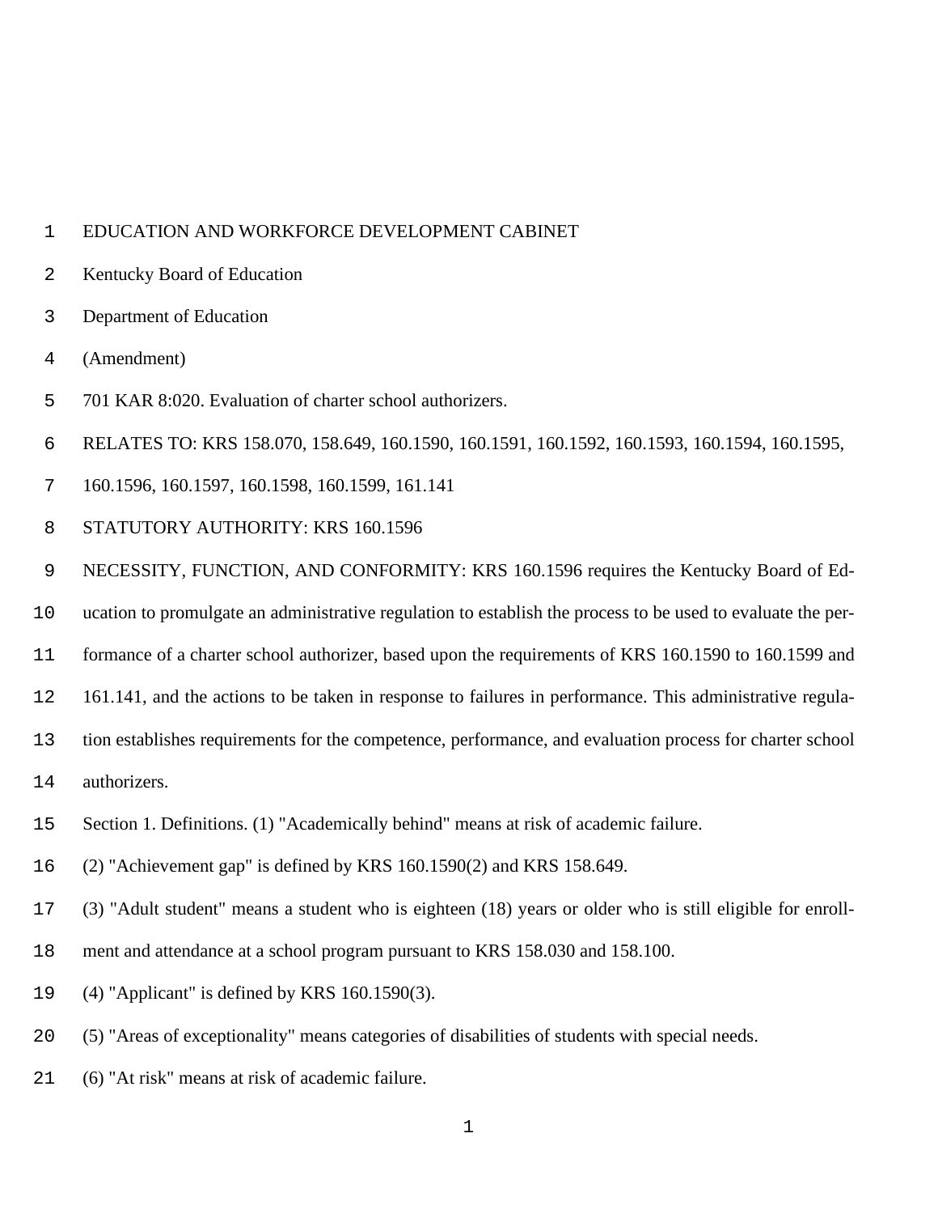EDUCATION AND WORKFORCE DEVELOPMENT CABINET

Kentucky Board of Education

Department of Education

(Amendment)

701 KAR 8:020. Evaluation of charter school authorizers.

RELATES TO: KRS 158.070, 158.649, 160.1590, 160.1591, 160.1592, 160.1593, 160.1594, 160.1595, 160.1596, 160.1597, 160.1598, 160.1599, 161.141

STATUTORY AUTHORITY: KRS 160.1596

NECESSITY, FUNCTION, AND CONFORMITY: KRS 160.1596 requires the Kentucky Board of Education to promulgate an administrative regulation to establish the process to be used to evaluate the performance of a charter school authorizer, based upon the requirements of KRS 160.1590 to 160.1599 and 161.141, and the actions to be taken in response to failures in performance. This administrative regulation establishes requirements for the competence, performance, and evaluation process for charter school authorizers.

Section 1. Definitions. (1) "Academically behind" means at risk of academic failure.

(2) "Achievement gap" is defined by KRS 160.1590(2) and KRS 158.649.

(3) "Adult student" means a student who is eighteen (18) years or older who is still eligible for enrollment and attendance at a school program pursuant to KRS 158.030 and 158.100.

(4) "Applicant" is defined by KRS 160.1590(3).

(5) "Areas of exceptionality" means categories of disabilities of students with special needs.

(6) "At risk" means at risk of academic failure.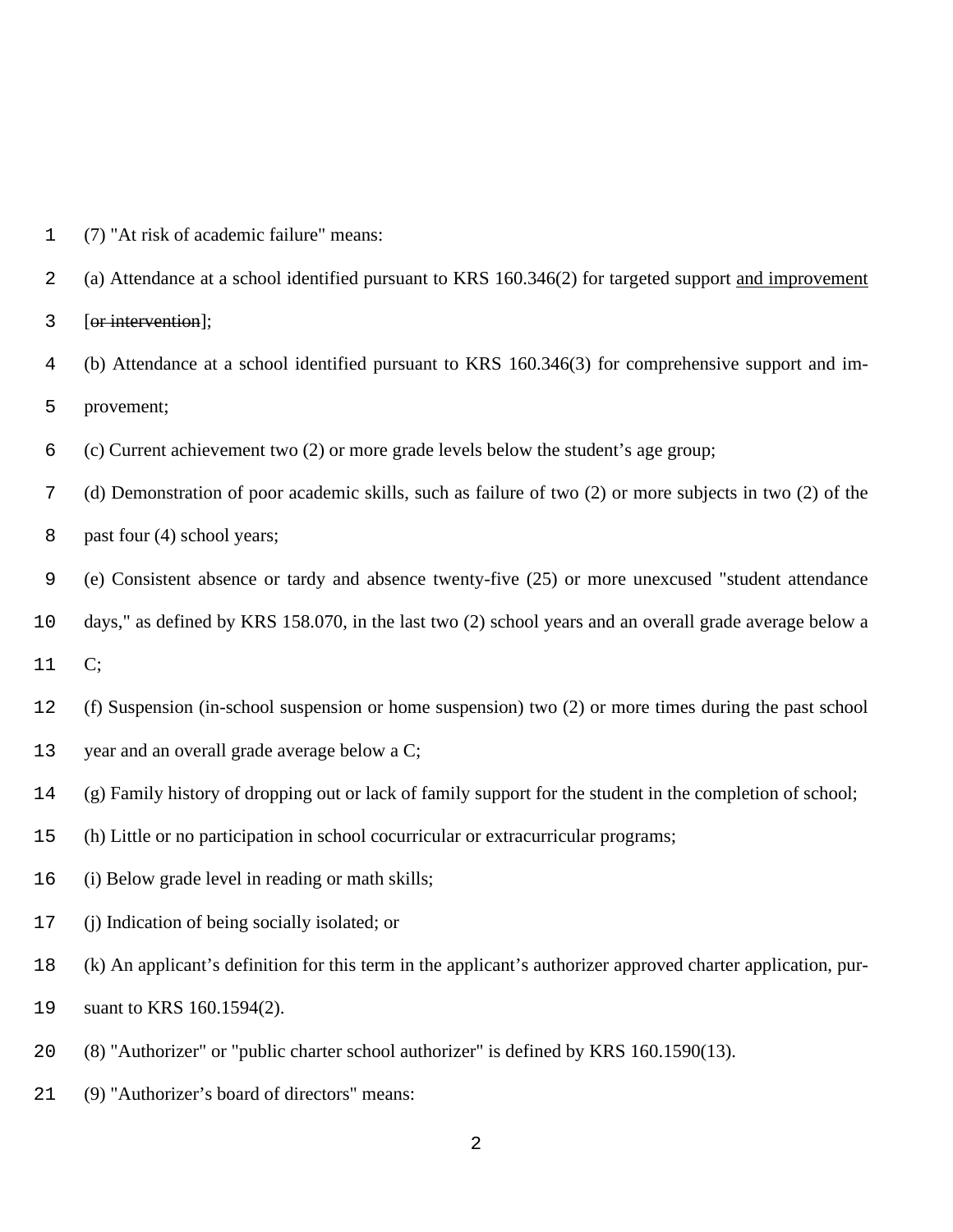(7) "At risk of academic failure" means:

(a) Attendance at a school identified pursuant to KRS 160.346(2) for targeted support <u>and improvement</u> [~~or intervention~~];

(b) Attendance at a school identified pursuant to KRS 160.346(3) for comprehensive support and improvement;

(c) Current achievement two (2) or more grade levels below the student's age group;

(d) Demonstration of poor academic skills, such as failure of two (2) or more subjects in two (2) of the past four (4) school years;

(e) Consistent absence or tardy and absence twenty-five (25) or more unexcused "student attendance days," as defined by KRS 158.070, in the last two (2) school years and an overall grade average below a C;

(f) Suspension (in-school suspension or home suspension) two (2) or more times during the past school year and an overall grade average below a C;

(g) Family history of dropping out or lack of family support for the student in the completion of school;

(h) Little or no participation in school cocurricular or extracurricular programs;

(i) Below grade level in reading or math skills;

(j) Indication of being socially isolated; or

(k) An applicant's definition for this term in the applicant's authorizer approved charter application, pursuant to KRS 160.1594(2).

(8) "Authorizer" or "public charter school authorizer" is defined by KRS 160.1590(13).

(9) "Authorizer's board of directors" means: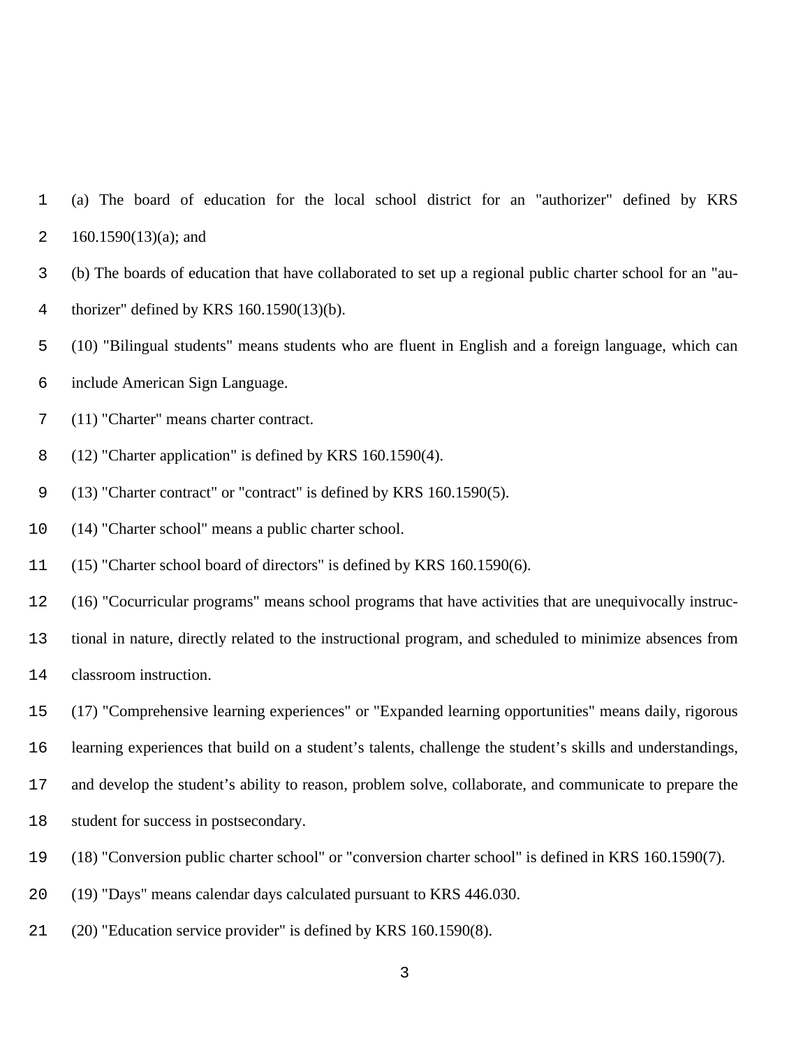(a) The board of education for the local school district for an "authorizer" defined by KRS 160.1590(13)(a); and

(b) The boards of education that have collaborated to set up a regional public charter school for an "authorizer" defined by KRS 160.1590(13)(b).

(10) "Bilingual students" means students who are fluent in English and a foreign language, which can include American Sign Language.

(11) "Charter" means charter contract.

(12) "Charter application" is defined by KRS 160.1590(4).

(13) "Charter contract" or "contract" is defined by KRS 160.1590(5).

(14) "Charter school" means a public charter school.

(15) "Charter school board of directors" is defined by KRS 160.1590(6).

(16) "Cocurricular programs" means school programs that have activities that are unequivocally instructional in nature, directly related to the instructional program, and scheduled to minimize absences from classroom instruction.

(17) "Comprehensive learning experiences" or "Expanded learning opportunities" means daily, rigorous learning experiences that build on a student's talents, challenge the student's skills and understandings, and develop the student's ability to reason, problem solve, collaborate, and communicate to prepare the student for success in postsecondary.

(18) "Conversion public charter school" or "conversion charter school" is defined in KRS 160.1590(7).

(19) "Days" means calendar days calculated pursuant to KRS 446.030.

(20) "Education service provider" is defined by KRS 160.1590(8).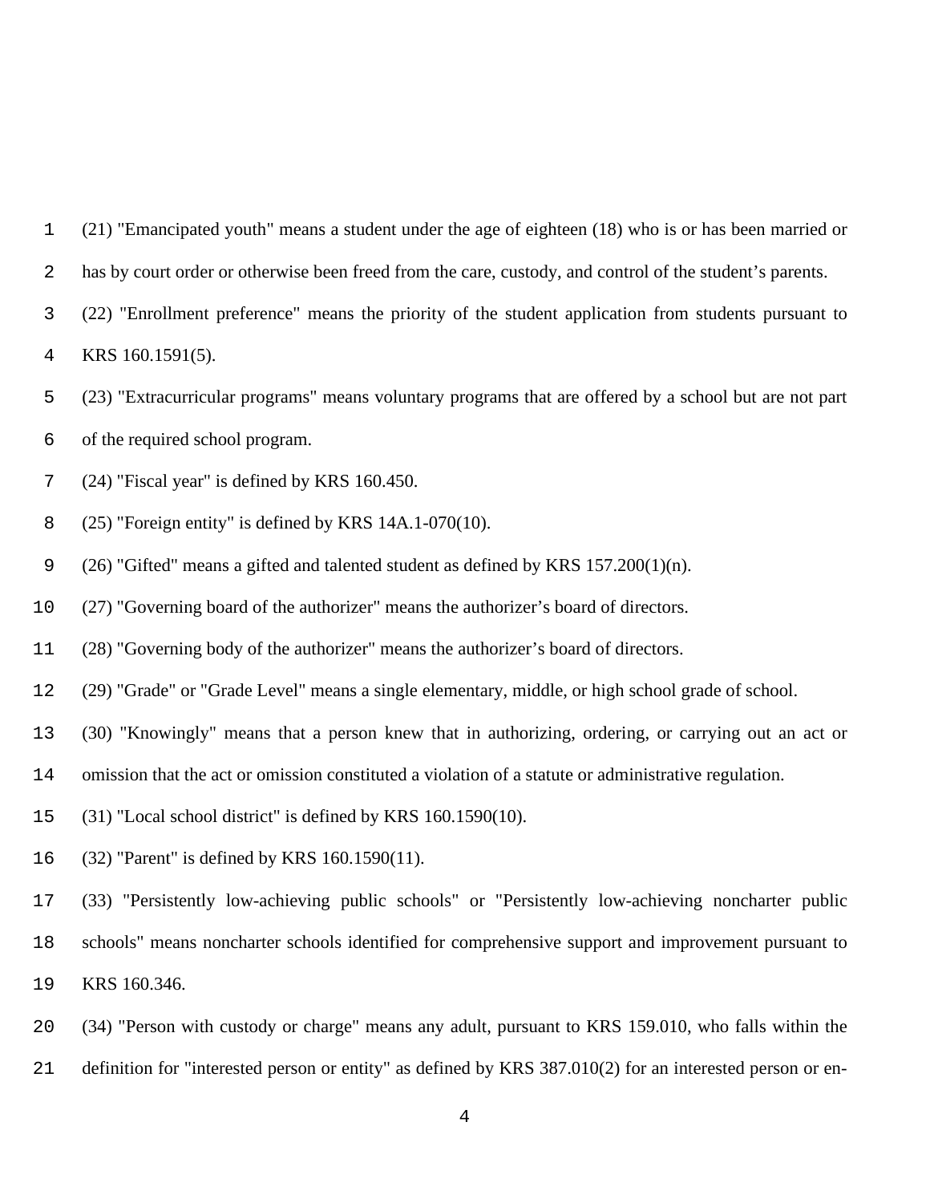(21) "Emancipated youth" means a student under the age of eighteen (18) who is or has been married or has by court order or otherwise been freed from the care, custody, and control of the student's parents.

(22) "Enrollment preference" means the priority of the student application from students pursuant to KRS 160.1591(5).

(23) "Extracurricular programs" means voluntary programs that are offered by a school but are not part of the required school program.

(24) "Fiscal year" is defined by KRS 160.450.

(25) "Foreign entity" is defined by KRS 14A.1-070(10).

(26) "Gifted" means a gifted and talented student as defined by KRS 157.200(1)(n).

(27) "Governing board of the authorizer" means the authorizer's board of directors.

(28) "Governing body of the authorizer" means the authorizer's board of directors.

(29) "Grade" or "Grade Level" means a single elementary, middle, or high school grade of school.

(30) "Knowingly" means that a person knew that in authorizing, ordering, or carrying out an act or omission that the act or omission constituted a violation of a statute or administrative regulation.

(31) "Local school district" is defined by KRS 160.1590(10).

(32) "Parent" is defined by KRS 160.1590(11).

(33) "Persistently low-achieving public schools" or "Persistently low-achieving noncharter public schools" means noncharter schools identified for comprehensive support and improvement pursuant to KRS 160.346.

(34) "Person with custody or charge" means any adult, pursuant to KRS 159.010, who falls within the definition for "interested person or entity" as defined by KRS 387.010(2) for an interested person or en-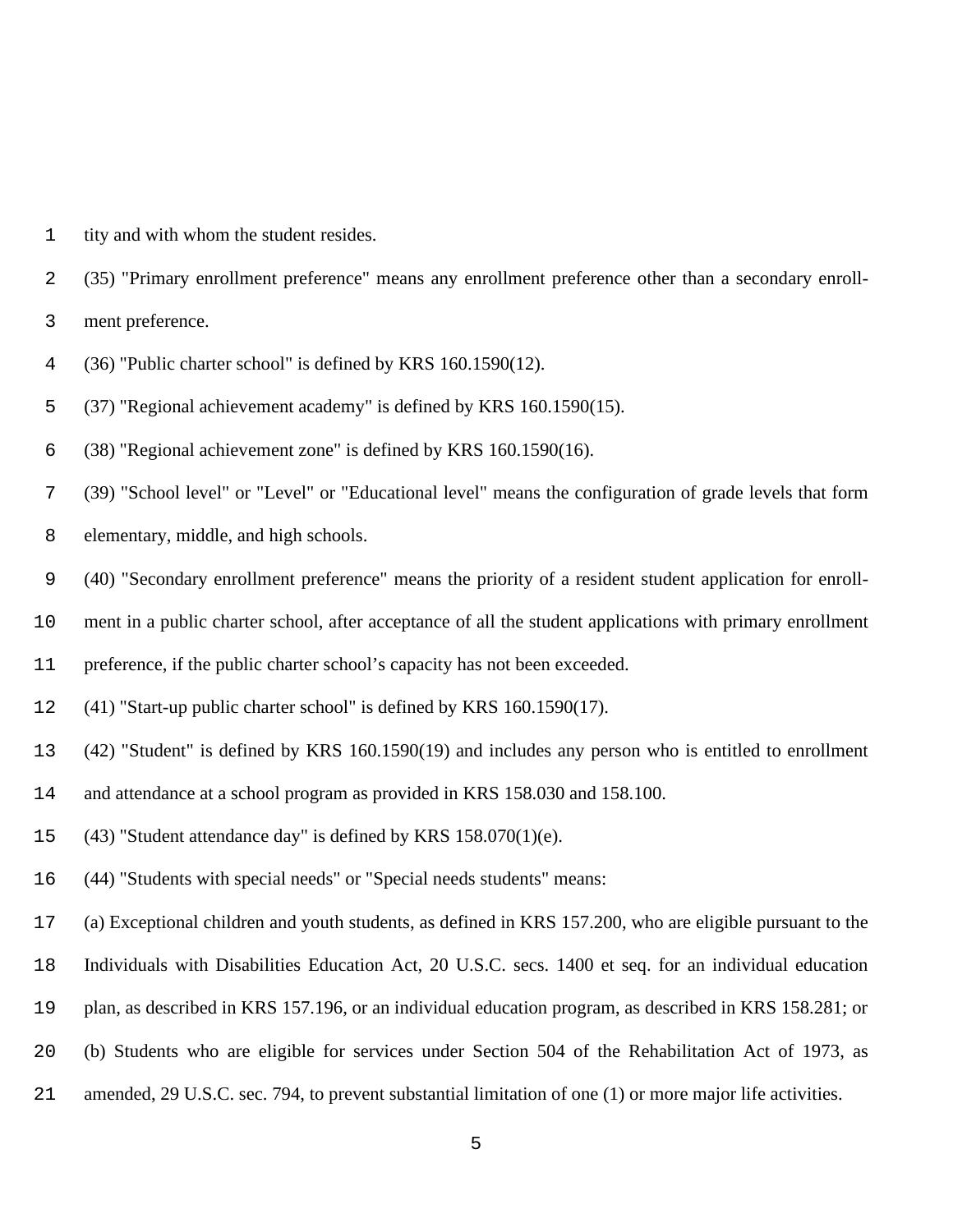tity and with whom the student resides.

(35) "Primary enrollment preference" means any enrollment preference other than a secondary enrollment preference.

(36) "Public charter school" is defined by KRS 160.1590(12).

(37) "Regional achievement academy" is defined by KRS 160.1590(15).

(38) "Regional achievement zone" is defined by KRS 160.1590(16).

(39) "School level" or "Level" or "Educational level" means the configuration of grade levels that form elementary, middle, and high schools.

(40) "Secondary enrollment preference" means the priority of a resident student application for enrollment in a public charter school, after acceptance of all the student applications with primary enrollment preference, if the public charter school's capacity has not been exceeded.

(41) "Start-up public charter school" is defined by KRS 160.1590(17).

(42) "Student" is defined by KRS 160.1590(19) and includes any person who is entitled to enrollment and attendance at a school program as provided in KRS 158.030 and 158.100.

(43) "Student attendance day" is defined by KRS 158.070(1)(e).

(44) "Students with special needs" or "Special needs students" means:

(a) Exceptional children and youth students, as defined in KRS 157.200, who are eligible pursuant to the Individuals with Disabilities Education Act, 20 U.S.C. secs. 1400 et seq. for an individual education plan, as described in KRS 157.196, or an individual education program, as described in KRS 158.281; or

(b) Students who are eligible for services under Section 504 of the Rehabilitation Act of 1973, as amended, 29 U.S.C. sec. 794, to prevent substantial limitation of one (1) or more major life activities.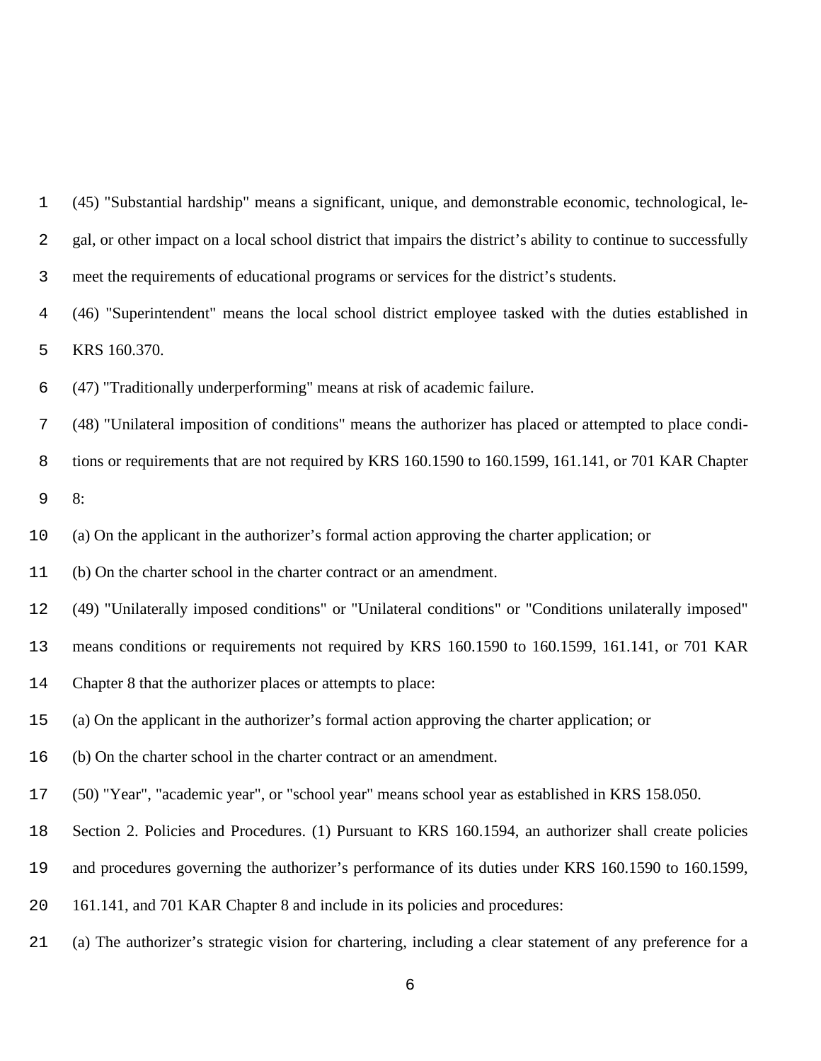(45) "Substantial hardship" means a significant, unique, and demonstrable economic, technological, legal, or other impact on a local school district that impairs the district's ability to continue to successfully meet the requirements of educational programs or services for the district's students.

(46) "Superintendent" means the local school district employee tasked with the duties established in KRS 160.370.

(47) "Traditionally underperforming" means at risk of academic failure.

(48) "Unilateral imposition of conditions" means the authorizer has placed or attempted to place conditions or requirements that are not required by KRS 160.1590 to 160.1599, 161.141, or 701 KAR Chapter 8:

(a) On the applicant in the authorizer's formal action approving the charter application; or

(b) On the charter school in the charter contract or an amendment.

(49) "Unilaterally imposed conditions" or "Unilateral conditions" or "Conditions unilaterally imposed" means conditions or requirements not required by KRS 160.1590 to 160.1599, 161.141, or 701 KAR Chapter 8 that the authorizer places or attempts to place:

(a) On the applicant in the authorizer's formal action approving the charter application; or

(b) On the charter school in the charter contract or an amendment.

(50) "Year", "academic year", or "school year" means school year as established in KRS 158.050.

Section 2. Policies and Procedures. (1) Pursuant to KRS 160.1594, an authorizer shall create policies and procedures governing the authorizer's performance of its duties under KRS 160.1590 to 160.1599, 161.141, and 701 KAR Chapter 8 and include in its policies and procedures:

(a) The authorizer's strategic vision for chartering, including a clear statement of any preference for a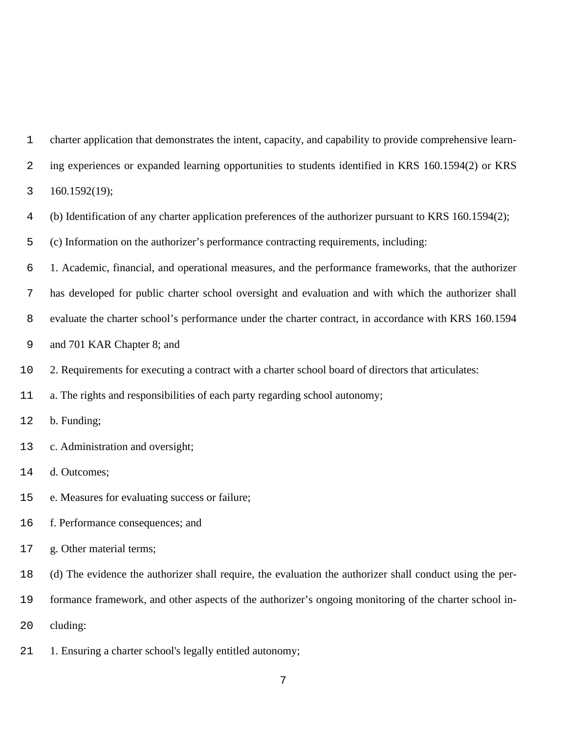charter application that demonstrates the intent, capacity, and capability to provide comprehensive learning experiences or expanded learning opportunities to students identified in KRS 160.1594(2) or KRS 160.1592(19);

(b) Identification of any charter application preferences of the authorizer pursuant to KRS 160.1594(2);

(c) Information on the authorizer’s performance contracting requirements, including:

1. Academic, financial, and operational measures, and the performance frameworks, that the authorizer has developed for public charter school oversight and evaluation and with which the authorizer shall evaluate the charter school’s performance under the charter contract, in accordance with KRS 160.1594 and 701 KAR Chapter 8; and

2. Requirements for executing a contract with a charter school board of directors that articulates:

a. The rights and responsibilities of each party regarding school autonomy;

b. Funding;

c. Administration and oversight;

d. Outcomes;

e. Measures for evaluating success or failure;

f. Performance consequences; and

g. Other material terms;

(d) The evidence the authorizer shall require, the evaluation the authorizer shall conduct using the performance framework, and other aspects of the authorizer’s ongoing monitoring of the charter school including:

1. Ensuring a charter school's legally entitled autonomy;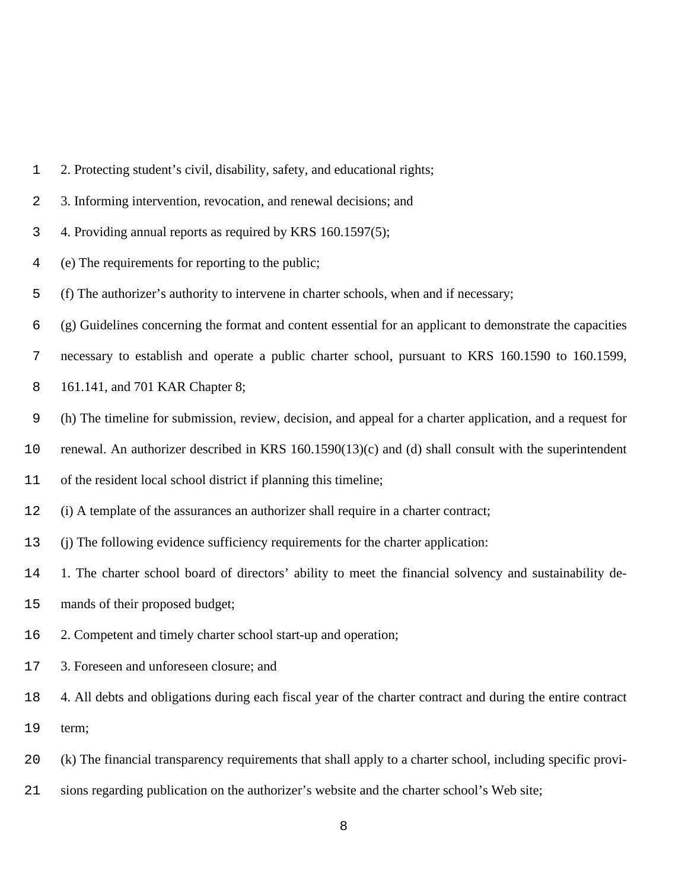2. Protecting student's civil, disability, safety, and educational rights;

3. Informing intervention, revocation, and renewal decisions; and

4. Providing annual reports as required by KRS 160.1597(5);

(e) The requirements for reporting to the public;

(f) The authorizer's authority to intervene in charter schools, when and if necessary;

(g) Guidelines concerning the format and content essential for an applicant to demonstrate the capacities necessary to establish and operate a public charter school, pursuant to KRS 160.1590 to 160.1599, 161.141, and 701 KAR Chapter 8;

(h) The timeline for submission, review, decision, and appeal for a charter application, and a request for renewal. An authorizer described in KRS 160.1590(13)(c) and (d) shall consult with the superintendent of the resident local school district if planning this timeline;

(i) A template of the assurances an authorizer shall require in a charter contract;

(j) The following evidence sufficiency requirements for the charter application:

1. The charter school board of directors' ability to meet the financial solvency and sustainability demands of their proposed budget;

2. Competent and timely charter school start-up and operation;

3. Foreseen and unforeseen closure; and

4. All debts and obligations during each fiscal year of the charter contract and during the entire contract term;

(k) The financial transparency requirements that shall apply to a charter school, including specific provisions regarding publication on the authorizer's website and the charter school's Web site;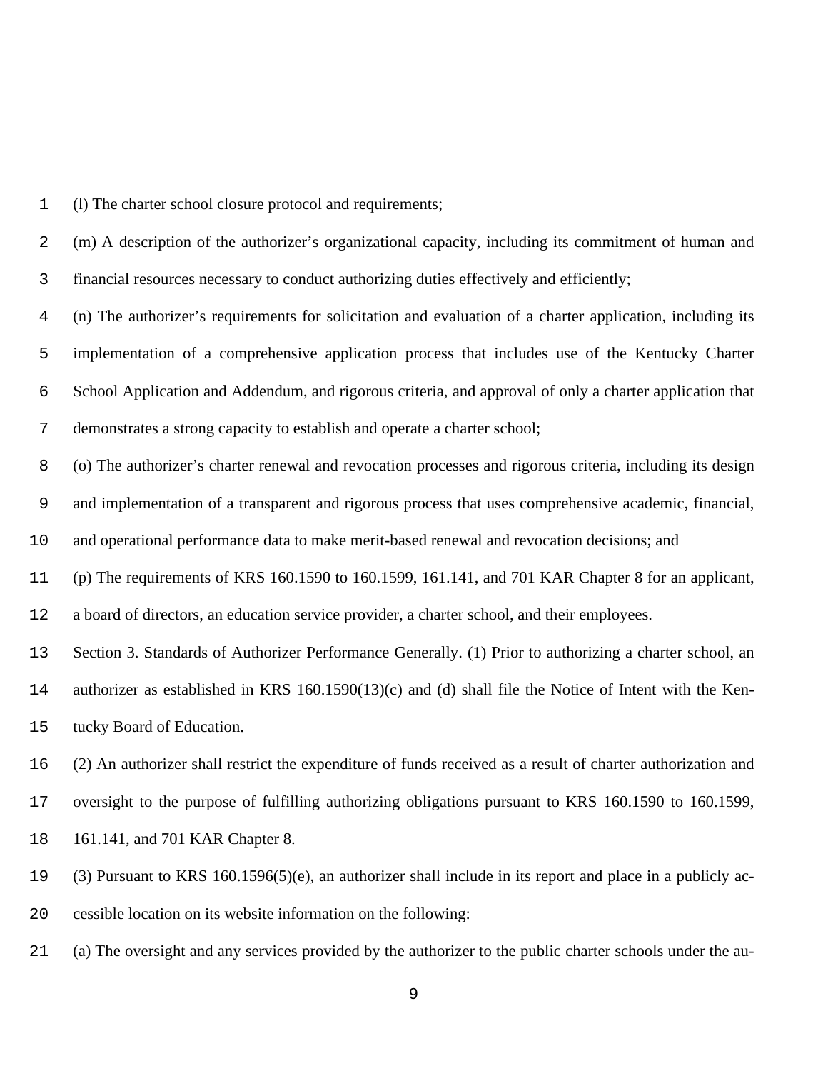(l) The charter school closure protocol and requirements;

(m) A description of the authorizer's organizational capacity, including its commitment of human and financial resources necessary to conduct authorizing duties effectively and efficiently;

(n) The authorizer's requirements for solicitation and evaluation of a charter application, including its implementation of a comprehensive application process that includes use of the Kentucky Charter School Application and Addendum, and rigorous criteria, and approval of only a charter application that demonstrates a strong capacity to establish and operate a charter school;

(o) The authorizer's charter renewal and revocation processes and rigorous criteria, including its design and implementation of a transparent and rigorous process that uses comprehensive academic, financial, and operational performance data to make merit-based renewal and revocation decisions; and

(p) The requirements of KRS 160.1590 to 160.1599, 161.141, and 701 KAR Chapter 8 for an applicant, a board of directors, an education service provider, a charter school, and their employees.

Section 3. Standards of Authorizer Performance Generally. (1) Prior to authorizing a charter school, an authorizer as established in KRS 160.1590(13)(c) and (d) shall file the Notice of Intent with the Kentucky Board of Education.

(2) An authorizer shall restrict the expenditure of funds received as a result of charter authorization and oversight to the purpose of fulfilling authorizing obligations pursuant to KRS 160.1590 to 160.1599, 161.141, and 701 KAR Chapter 8.

(3) Pursuant to KRS 160.1596(5)(e), an authorizer shall include in its report and place in a publicly accessible location on its website information on the following:

(a) The oversight and any services provided by the authorizer to the public charter schools under the au-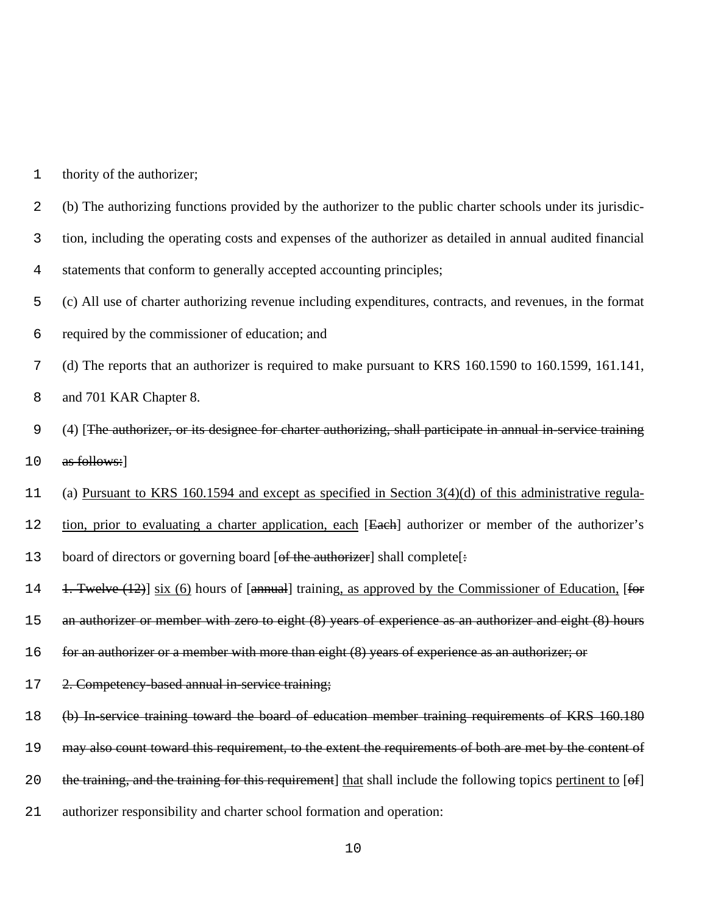thority of the authorizer;

(b) The authorizing functions provided by the authorizer to the public charter schools under its jurisdiction, including the operating costs and expenses of the authorizer as detailed in annual audited financial statements that conform to generally accepted accounting principles;

(c) All use of charter authorizing revenue including expenditures, contracts, and revenues, in the format required by the commissioner of education; and

(d) The reports that an authorizer is required to make pursuant to KRS 160.1590 to 160.1599, 161.141, and 701 KAR Chapter 8.

(4) [~~The authorizer, or its designee for charter authorizing, shall participate in annual in-service training as follows:~~]

(a) <u>Pursuant to KRS 160.1594 and except as specified in Section 3(4)(d) of this administrative regulation, prior to evaluating a charter application, each</u> [~~Each~~] authorizer or member of the authorizer's board of directors or governing board [~~of the authorizer~~] shall complete[~~:~~

~~1. Twelve (12)~~] <u>six (6)</u> hours of [~~annual~~] training<u>, as approved by the Commissioner of Education,</u> [~~for an authorizer or member with zero to eight (8) years of experience as an authorizer and eight (8) hours for an authorizer or a member with more than eight (8) years of experience as an authorizer; or~~

~~2. Competency-based annual in-service training;~~

~~(b) In-service training toward the board of education member training requirements of KRS 160.180 may also count toward this requirement, to the extent the requirements of both are met by the content of the training, and the training for this requirement~~] <u>that</u> shall include the following topics <u>pertinent to</u> [~~of~~] authorizer responsibility and charter school formation and operation: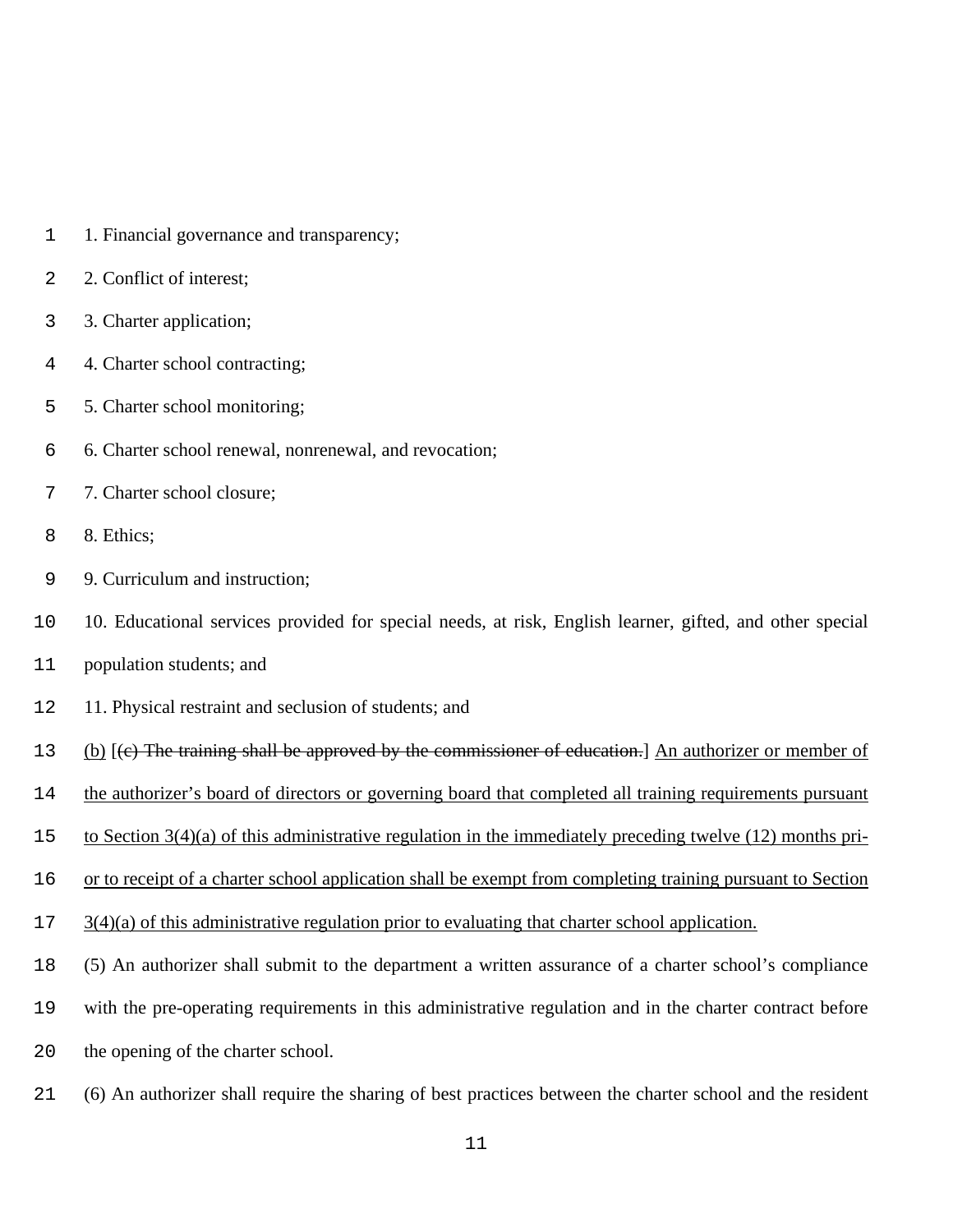1. Financial governance and transparency;

2. Conflict of interest;

3. Charter application;

4. Charter school contracting;

5. Charter school monitoring;

6. Charter school renewal, nonrenewal, and revocation;

7. Charter school closure;

8. Ethics;

9. Curriculum and instruction;

10. Educational services provided for special needs, at risk, English learner, gifted, and other special population students; and

11. Physical restraint and seclusion of students; and

(b) [~~(c) The training shall be approved by the commissioner of education.~~] An authorizer or member of the authorizer's board of directors or governing board that completed all training requirements pursuant to Section 3(4)(a) of this administrative regulation in the immediately preceding twelve (12) months prior to receipt of a charter school application shall be exempt from completing training pursuant to Section 3(4)(a) of this administrative regulation prior to evaluating that charter school application.

(5) An authorizer shall submit to the department a written assurance of a charter school's compliance with the pre-operating requirements in this administrative regulation and in the charter contract before the opening of the charter school.

(6) An authorizer shall require the sharing of best practices between the charter school and the resident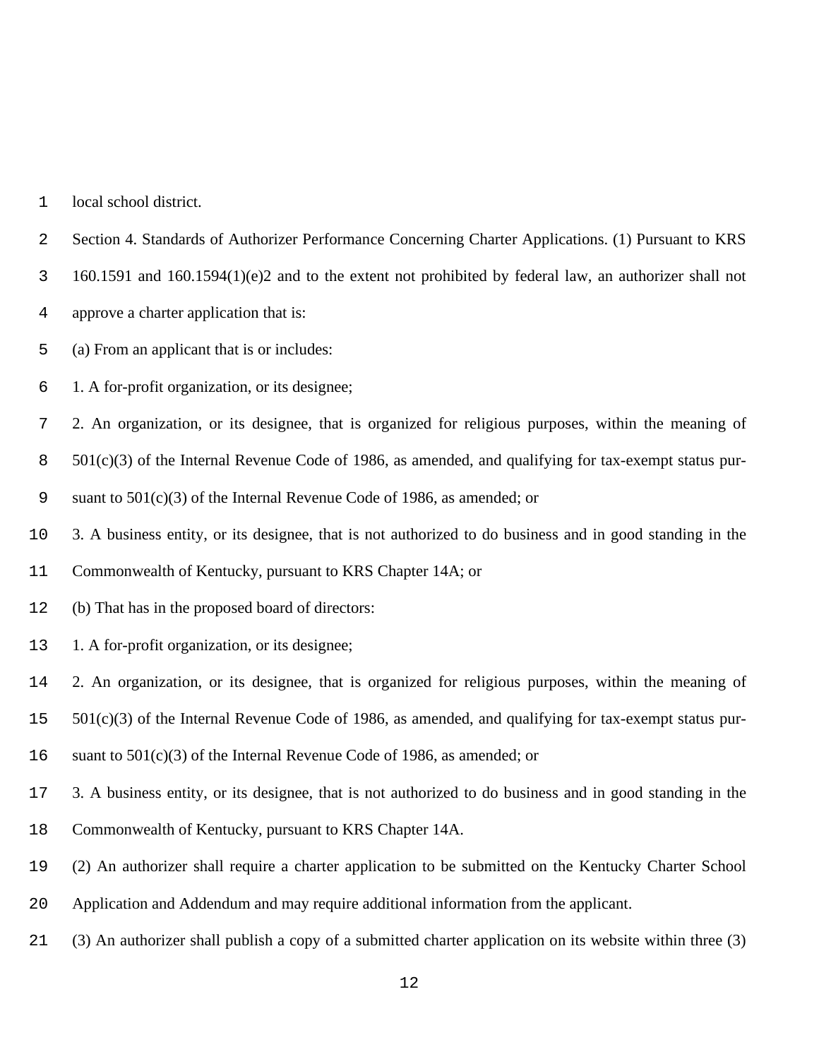local school district.

Section 4. Standards of Authorizer Performance Concerning Charter Applications. (1) Pursuant to KRS 160.1591 and 160.1594(1)(e)2 and to the extent not prohibited by federal law, an authorizer shall not approve a charter application that is:

(a) From an applicant that is or includes:

1. A for-profit organization, or its designee;

2. An organization, or its designee, that is organized for religious purposes, within the meaning of 501(c)(3) of the Internal Revenue Code of 1986, as amended, and qualifying for tax-exempt status pursuant to 501(c)(3) of the Internal Revenue Code of 1986, as amended; or

3. A business entity, or its designee, that is not authorized to do business and in good standing in the Commonwealth of Kentucky, pursuant to KRS Chapter 14A; or

(b) That has in the proposed board of directors:

1. A for-profit organization, or its designee;

2. An organization, or its designee, that is organized for religious purposes, within the meaning of 501(c)(3) of the Internal Revenue Code of 1986, as amended, and qualifying for tax-exempt status pursuant to 501(c)(3) of the Internal Revenue Code of 1986, as amended; or

3. A business entity, or its designee, that is not authorized to do business and in good standing in the Commonwealth of Kentucky, pursuant to KRS Chapter 14A.

(2) An authorizer shall require a charter application to be submitted on the Kentucky Charter School Application and Addendum and may require additional information from the applicant.

(3) An authorizer shall publish a copy of a submitted charter application on its website within three (3)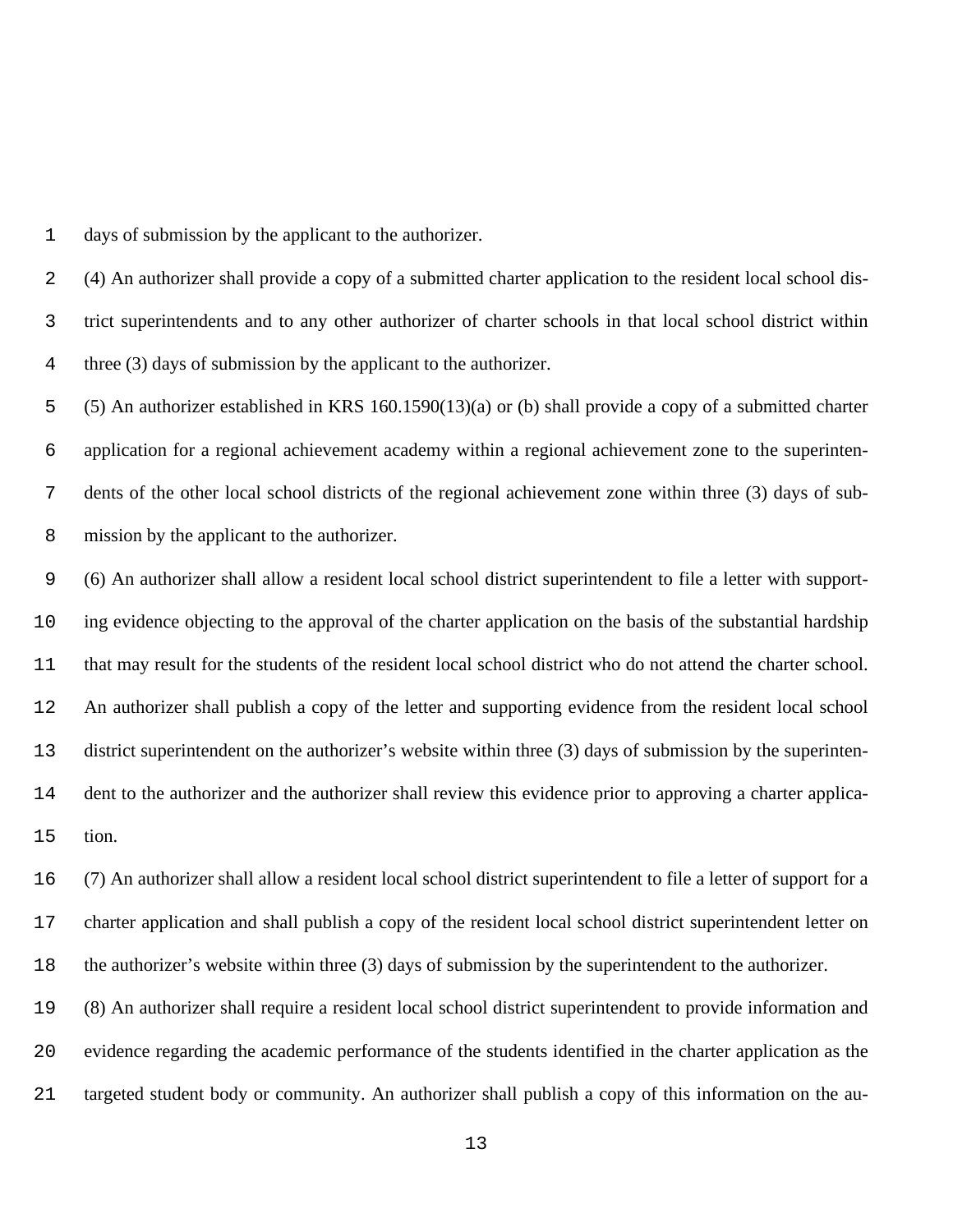days of submission by the applicant to the authorizer.

(4) An authorizer shall provide a copy of a submitted charter application to the resident local school district superintendents and to any other authorizer of charter schools in that local school district within three (3) days of submission by the applicant to the authorizer.

(5) An authorizer established in KRS 160.1590(13)(a) or (b) shall provide a copy of a submitted charter application for a regional achievement academy within a regional achievement zone to the superintendents of the other local school districts of the regional achievement zone within three (3) days of submission by the applicant to the authorizer.

(6) An authorizer shall allow a resident local school district superintendent to file a letter with supporting evidence objecting to the approval of the charter application on the basis of the substantial hardship that may result for the students of the resident local school district who do not attend the charter school. An authorizer shall publish a copy of the letter and supporting evidence from the resident local school district superintendent on the authorizer's website within three (3) days of submission by the superintendent to the authorizer and the authorizer shall review this evidence prior to approving a charter application.

(7) An authorizer shall allow a resident local school district superintendent to file a letter of support for a charter application and shall publish a copy of the resident local school district superintendent letter on the authorizer's website within three (3) days of submission by the superintendent to the authorizer.

(8) An authorizer shall require a resident local school district superintendent to provide information and evidence regarding the academic performance of the students identified in the charter application as the targeted student body or community. An authorizer shall publish a copy of this information on the au-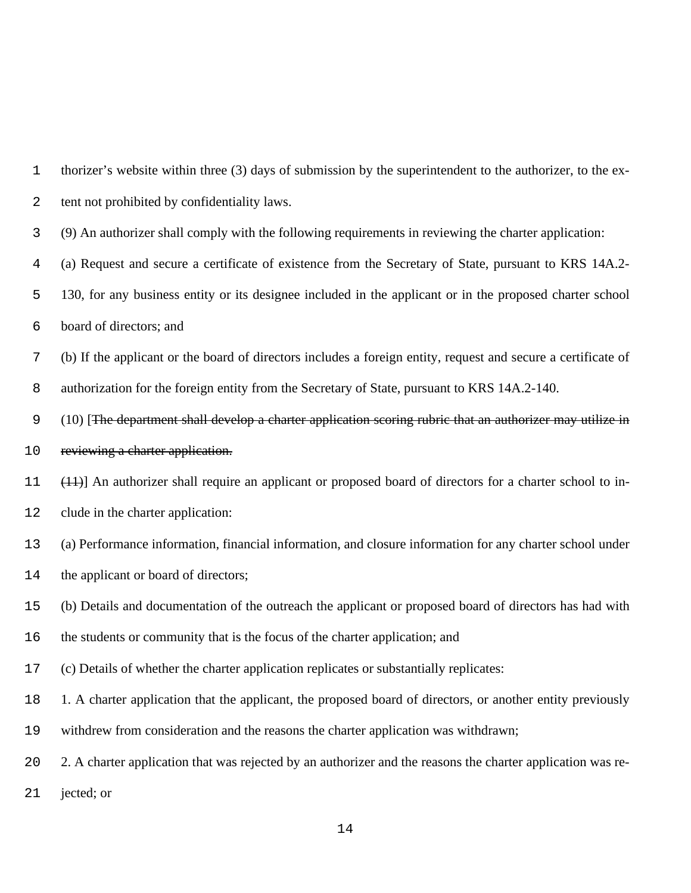thorizer's website within three (3) days of submission by the superintendent to the authorizer, to the extent not prohibited by confidentiality laws.

(9) An authorizer shall comply with the following requirements in reviewing the charter application:

(a) Request and secure a certificate of existence from the Secretary of State, pursuant to KRS 14A.2-130, for any business entity or its designee included in the applicant or in the proposed charter school board of directors; and

(b) If the applicant or the board of directors includes a foreign entity, request and secure a certificate of authorization for the foreign entity from the Secretary of State, pursuant to KRS 14A.2-140.

(10) [~~The department shall develop a charter application scoring rubric that an authorizer may utilize in reviewing a charter application.~~

~~(11)~~] An authorizer shall require an applicant or proposed board of directors for a charter school to include in the charter application:

(a) Performance information, financial information, and closure information for any charter school under the applicant or board of directors;

(b) Details and documentation of the outreach the applicant or proposed board of directors has had with the students or community that is the focus of the charter application; and

(c) Details of whether the charter application replicates or substantially replicates:

1. A charter application that the applicant, the proposed board of directors, or another entity previously withdrew from consideration and the reasons the charter application was withdrawn;

2. A charter application that was rejected by an authorizer and the reasons the charter application was rejected; or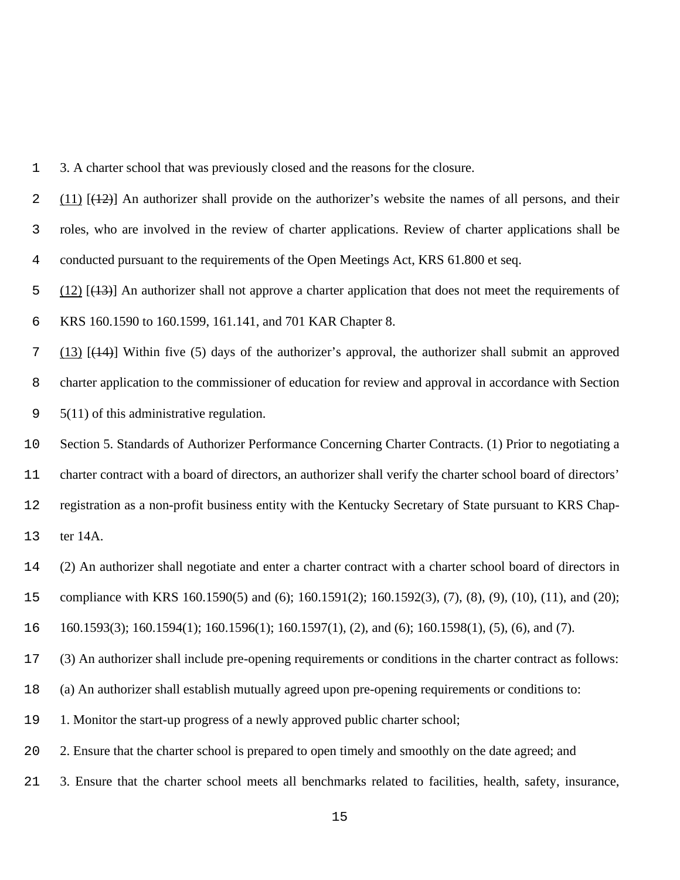3. A charter school that was previously closed and the reasons for the closure.

(11) [(12)] An authorizer shall provide on the authorizer's website the names of all persons, and their roles, who are involved in the review of charter applications. Review of charter applications shall be conducted pursuant to the requirements of the Open Meetings Act, KRS 61.800 et seq.

(12) [(13)] An authorizer shall not approve a charter application that does not meet the requirements of KRS 160.1590 to 160.1599, 161.141, and 701 KAR Chapter 8.

(13) [(14)] Within five (5) days of the authorizer's approval, the authorizer shall submit an approved charter application to the commissioner of education for review and approval in accordance with Section 5(11) of this administrative regulation.

Section 5. Standards of Authorizer Performance Concerning Charter Contracts. (1) Prior to negotiating a charter contract with a board of directors, an authorizer shall verify the charter school board of directors' registration as a non-profit business entity with the Kentucky Secretary of State pursuant to KRS Chapter 14A.

(2) An authorizer shall negotiate and enter a charter contract with a charter school board of directors in compliance with KRS 160.1590(5) and (6); 160.1591(2); 160.1592(3), (7), (8), (9), (10), (11), and (20); 160.1593(3); 160.1594(1); 160.1596(1); 160.1597(1), (2), and (6); 160.1598(1), (5), (6), and (7).

(3) An authorizer shall include pre-opening requirements or conditions in the charter contract as follows:

(a) An authorizer shall establish mutually agreed upon pre-opening requirements or conditions to:

1. Monitor the start-up progress of a newly approved public charter school;

2. Ensure that the charter school is prepared to open timely and smoothly on the date agreed; and

3. Ensure that the charter school meets all benchmarks related to facilities, health, safety, insurance,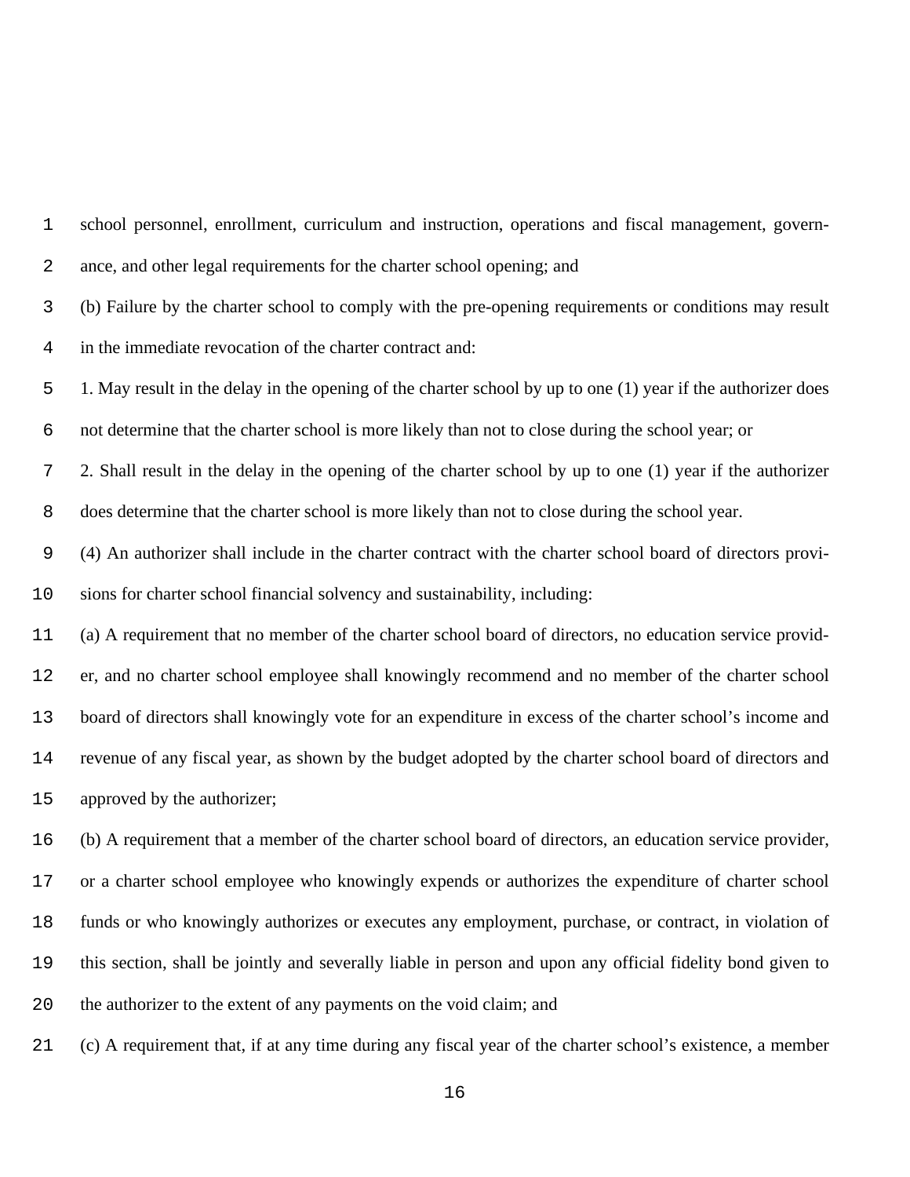school personnel, enrollment, curriculum and instruction, operations and fiscal management, governance, and other legal requirements for the charter school opening; and

(b) Failure by the charter school to comply with the pre-opening requirements or conditions may result in the immediate revocation of the charter contract and:

1. May result in the delay in the opening of the charter school by up to one (1) year if the authorizer does not determine that the charter school is more likely than not to close during the school year; or

2. Shall result in the delay in the opening of the charter school by up to one (1) year if the authorizer does determine that the charter school is more likely than not to close during the school year.

(4) An authorizer shall include in the charter contract with the charter school board of directors provisions for charter school financial solvency and sustainability, including:

(a) A requirement that no member of the charter school board of directors, no education service provider, and no charter school employee shall knowingly recommend and no member of the charter school board of directors shall knowingly vote for an expenditure in excess of the charter school's income and revenue of any fiscal year, as shown by the budget adopted by the charter school board of directors and approved by the authorizer;

(b) A requirement that a member of the charter school board of directors, an education service provider, or a charter school employee who knowingly expends or authorizes the expenditure of charter school funds or who knowingly authorizes or executes any employment, purchase, or contract, in violation of this section, shall be jointly and severally liable in person and upon any official fidelity bond given to the authorizer to the extent of any payments on the void claim; and

(c) A requirement that, if at any time during any fiscal year of the charter school's existence, a member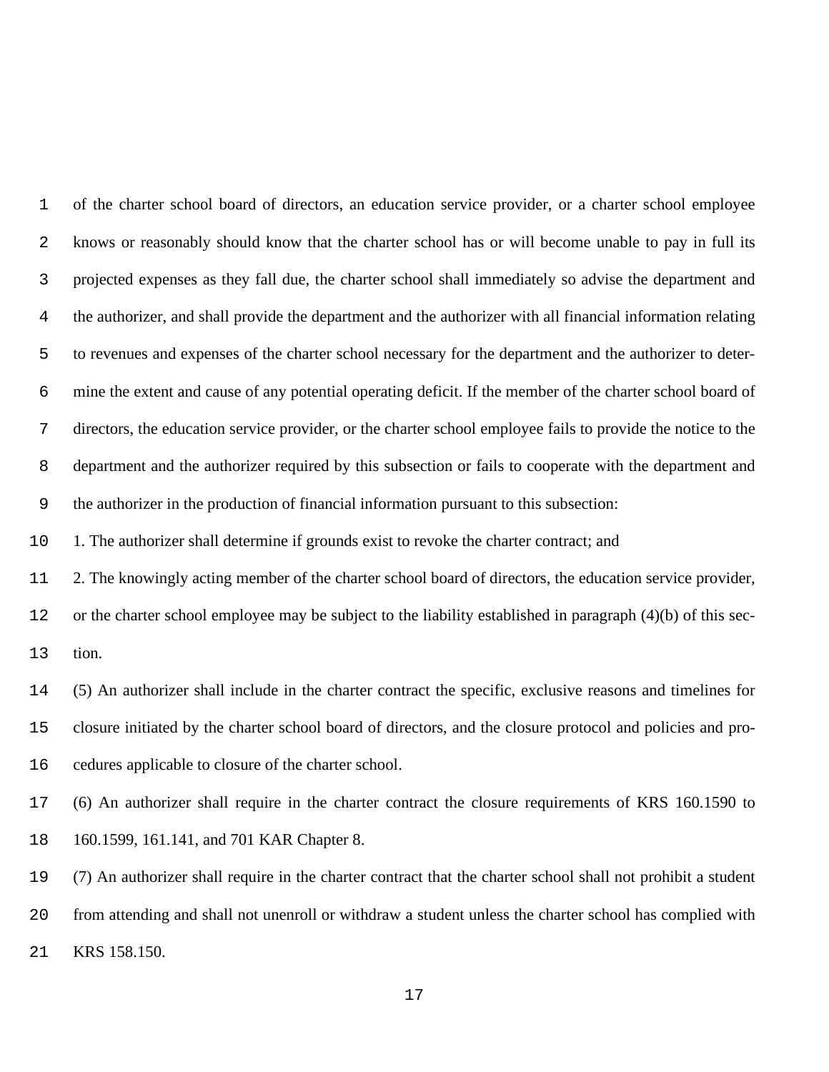of the charter school board of directors, an education service provider, or a charter school employee knows or reasonably should know that the charter school has or will become unable to pay in full its projected expenses as they fall due, the charter school shall immediately so advise the department and the authorizer, and shall provide the department and the authorizer with all financial information relating to revenues and expenses of the charter school necessary for the department and the authorizer to determine the extent and cause of any potential operating deficit. If the member of the charter school board of directors, the education service provider, or the charter school employee fails to provide the notice to the department and the authorizer required by this subsection or fails to cooperate with the department and the authorizer in the production of financial information pursuant to this subsection:

1. The authorizer shall determine if grounds exist to revoke the charter contract; and

2. The knowingly acting member of the charter school board of directors, the education service provider, or the charter school employee may be subject to the liability established in paragraph (4)(b) of this section.

(5) An authorizer shall include in the charter contract the specific, exclusive reasons and timelines for closure initiated by the charter school board of directors, and the closure protocol and policies and procedures applicable to closure of the charter school.

(6) An authorizer shall require in the charter contract the closure requirements of KRS 160.1590 to 160.1599, 161.141, and 701 KAR Chapter 8.

(7) An authorizer shall require in the charter contract that the charter school shall not prohibit a student from attending and shall not unenroll or withdraw a student unless the charter school has complied with KRS 158.150.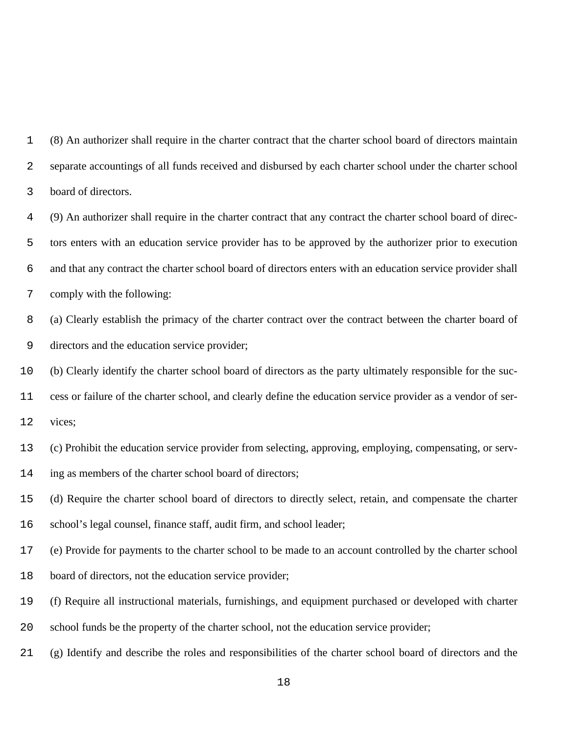(8) An authorizer shall require in the charter contract that the charter school board of directors maintain separate accountings of all funds received and disbursed by each charter school under the charter school board of directors.

(9) An authorizer shall require in the charter contract that any contract the charter school board of directors enters with an education service provider has to be approved by the authorizer prior to execution and that any contract the charter school board of directors enters with an education service provider shall comply with the following:

(a) Clearly establish the primacy of the charter contract over the contract between the charter board of directors and the education service provider;

(b) Clearly identify the charter school board of directors as the party ultimately responsible for the success or failure of the charter school, and clearly define the education service provider as a vendor of services;

(c) Prohibit the education service provider from selecting, approving, employing, compensating, or serving as members of the charter school board of directors;

(d) Require the charter school board of directors to directly select, retain, and compensate the charter school's legal counsel, finance staff, audit firm, and school leader;

(e) Provide for payments to the charter school to be made to an account controlled by the charter school board of directors, not the education service provider;

(f) Require all instructional materials, furnishings, and equipment purchased or developed with charter school funds be the property of the charter school, not the education service provider;

(g) Identify and describe the roles and responsibilities of the charter school board of directors and the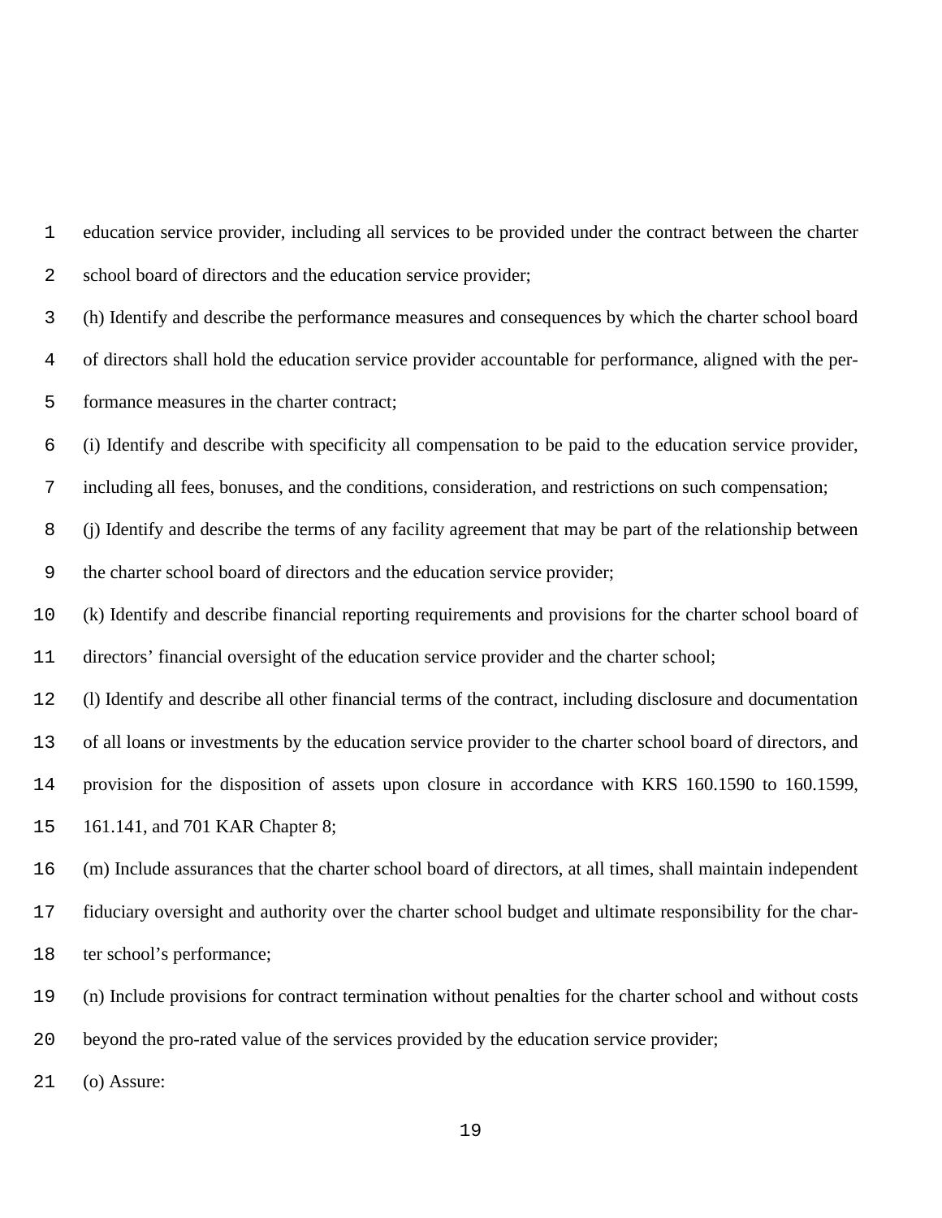education service provider, including all services to be provided under the contract between the charter school board of directors and the education service provider;

(h) Identify and describe the performance measures and consequences by which the charter school board of directors shall hold the education service provider accountable for performance, aligned with the performance measures in the charter contract;

(i) Identify and describe with specificity all compensation to be paid to the education service provider, including all fees, bonuses, and the conditions, consideration, and restrictions on such compensation;

(j) Identify and describe the terms of any facility agreement that may be part of the relationship between the charter school board of directors and the education service provider;

(k) Identify and describe financial reporting requirements and provisions for the charter school board of directors' financial oversight of the education service provider and the charter school;

(l) Identify and describe all other financial terms of the contract, including disclosure and documentation of all loans or investments by the education service provider to the charter school board of directors, and provision for the disposition of assets upon closure in accordance with KRS 160.1590 to 160.1599, 161.141, and 701 KAR Chapter 8;

(m) Include assurances that the charter school board of directors, at all times, shall maintain independent fiduciary oversight and authority over the charter school budget and ultimate responsibility for the charter school's performance;

(n) Include provisions for contract termination without penalties for the charter school and without costs beyond the pro-rated value of the services provided by the education service provider;

(o) Assure: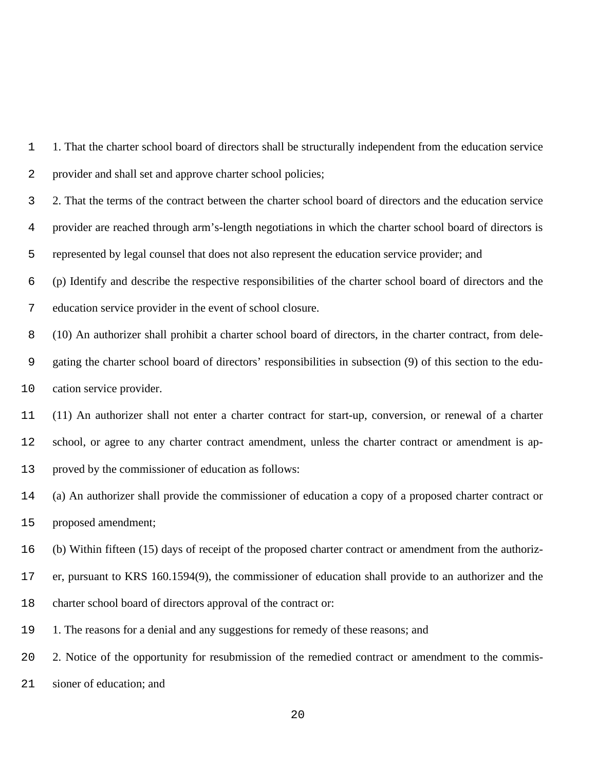1. That the charter school board of directors shall be structurally independent from the education service provider and shall set and approve charter school policies;

2. That the terms of the contract between the charter school board of directors and the education service provider are reached through arm's-length negotiations in which the charter school board of directors is represented by legal counsel that does not also represent the education service provider; and

(p) Identify and describe the respective responsibilities of the charter school board of directors and the education service provider in the event of school closure.

(10) An authorizer shall prohibit a charter school board of directors, in the charter contract, from delegating the charter school board of directors' responsibilities in subsection (9) of this section to the education service provider.

(11) An authorizer shall not enter a charter contract for start-up, conversion, or renewal of a charter school, or agree to any charter contract amendment, unless the charter contract or amendment is approved by the commissioner of education as follows:

(a) An authorizer shall provide the commissioner of education a copy of a proposed charter contract or proposed amendment;

(b) Within fifteen (15) days of receipt of the proposed charter contract or amendment from the authorizer, pursuant to KRS 160.1594(9), the commissioner of education shall provide to an authorizer and the charter school board of directors approval of the contract or:

1. The reasons for a denial and any suggestions for remedy of these reasons; and

2. Notice of the opportunity for resubmission of the remedied contract or amendment to the commissioner of education; and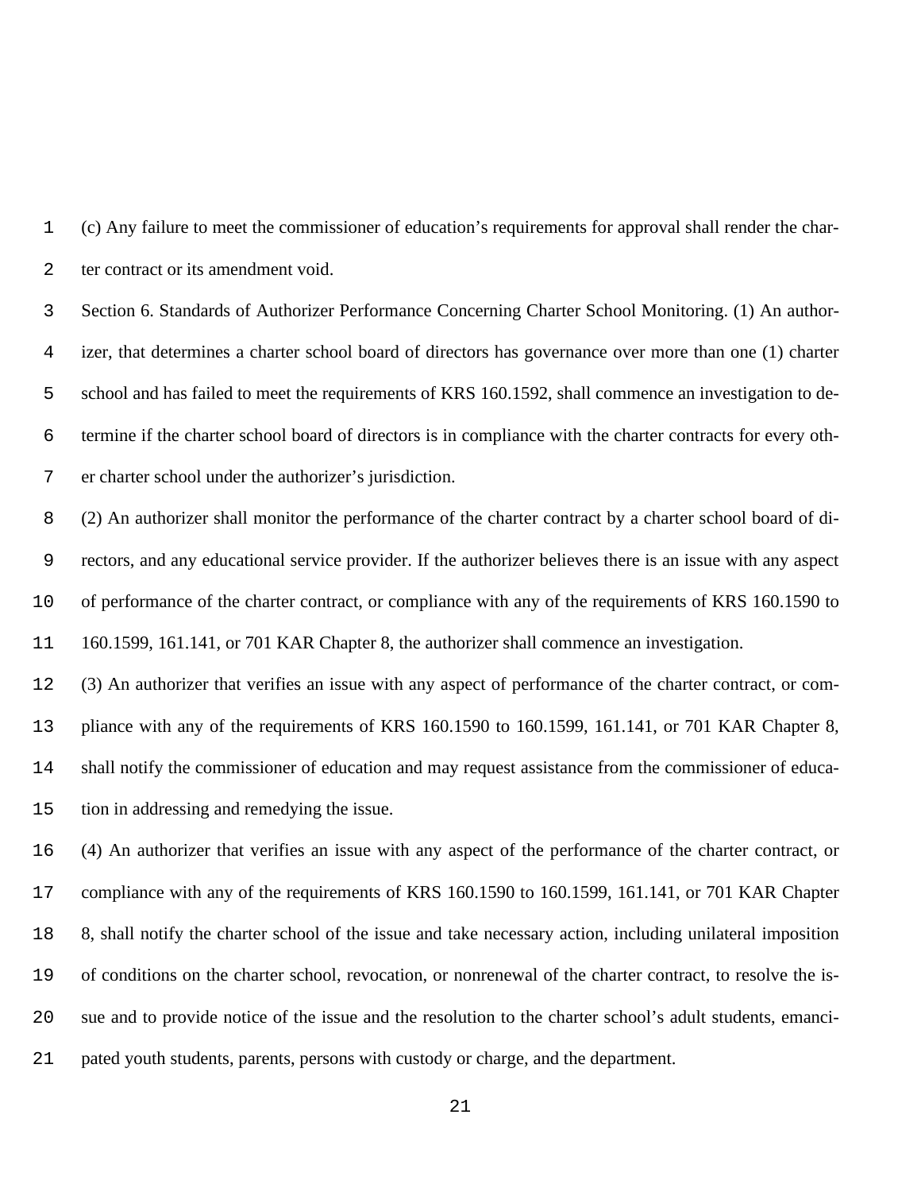(c) Any failure to meet the commissioner of education's requirements for approval shall render the charter contract or its amendment void.

Section 6. Standards of Authorizer Performance Concerning Charter School Monitoring. (1) An authorizer, that determines a charter school board of directors has governance over more than one (1) charter school and has failed to meet the requirements of KRS 160.1592, shall commence an investigation to determine if the charter school board of directors is in compliance with the charter contracts for every other charter school under the authorizer's jurisdiction.

(2) An authorizer shall monitor the performance of the charter contract by a charter school board of directors, and any educational service provider. If the authorizer believes there is an issue with any aspect of performance of the charter contract, or compliance with any of the requirements of KRS 160.1590 to 160.1599, 161.141, or 701 KAR Chapter 8, the authorizer shall commence an investigation.

(3) An authorizer that verifies an issue with any aspect of performance of the charter contract, or compliance with any of the requirements of KRS 160.1590 to 160.1599, 161.141, or 701 KAR Chapter 8, shall notify the commissioner of education and may request assistance from the commissioner of education in addressing and remedying the issue.

(4) An authorizer that verifies an issue with any aspect of the performance of the charter contract, or compliance with any of the requirements of KRS 160.1590 to 160.1599, 161.141, or 701 KAR Chapter 8, shall notify the charter school of the issue and take necessary action, including unilateral imposition of conditions on the charter school, revocation, or nonrenewal of the charter contract, to resolve the issue and to provide notice of the issue and the resolution to the charter school's adult students, emancipated youth students, parents, persons with custody or charge, and the department.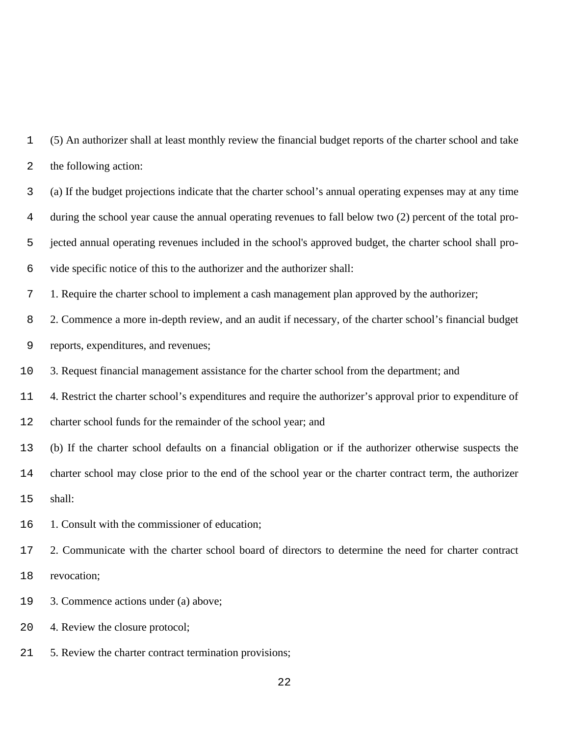(5) An authorizer shall at least monthly review the financial budget reports of the charter school and take the following action:

(a) If the budget projections indicate that the charter school's annual operating expenses may at any time during the school year cause the annual operating revenues to fall below two (2) percent of the total projected annual operating revenues included in the school's approved budget, the charter school shall provide specific notice of this to the authorizer and the authorizer shall:

1. Require the charter school to implement a cash management plan approved by the authorizer;

2. Commence a more in-depth review, and an audit if necessary, of the charter school's financial budget reports, expenditures, and revenues;

3. Request financial management assistance for the charter school from the department; and

4. Restrict the charter school's expenditures and require the authorizer's approval prior to expenditure of charter school funds for the remainder of the school year; and

(b) If the charter school defaults on a financial obligation or if the authorizer otherwise suspects the charter school may close prior to the end of the school year or the charter contract term, the authorizer shall:

1. Consult with the commissioner of education;

2. Communicate with the charter school board of directors to determine the need for charter contract revocation;

3. Commence actions under (a) above;

4. Review the closure protocol;

5. Review the charter contract termination provisions;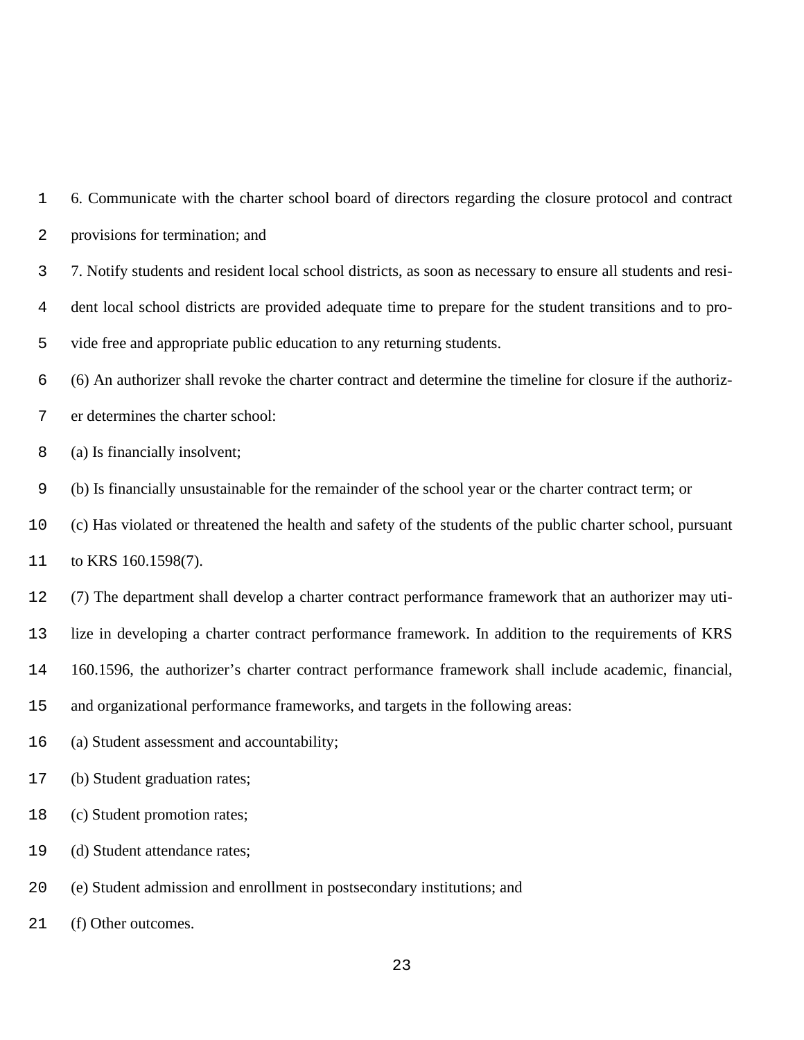6. Communicate with the charter school board of directors regarding the closure protocol and contract provisions for termination; and

7. Notify students and resident local school districts, as soon as necessary to ensure all students and resident local school districts are provided adequate time to prepare for the student transitions and to provide free and appropriate public education to any returning students.

(6) An authorizer shall revoke the charter contract and determine the timeline for closure if the authorizer determines the charter school:

(a) Is financially insolvent;

(b) Is financially unsustainable for the remainder of the school year or the charter contract term; or

(c) Has violated or threatened the health and safety of the students of the public charter school, pursuant to KRS 160.1598(7).

(7) The department shall develop a charter contract performance framework that an authorizer may utilize in developing a charter contract performance framework. In addition to the requirements of KRS 160.1596, the authorizer's charter contract performance framework shall include academic, financial, and organizational performance frameworks, and targets in the following areas:

(a) Student assessment and accountability;

(b) Student graduation rates;

(c) Student promotion rates;

(d) Student attendance rates;

(e) Student admission and enrollment in postsecondary institutions; and

(f) Other outcomes.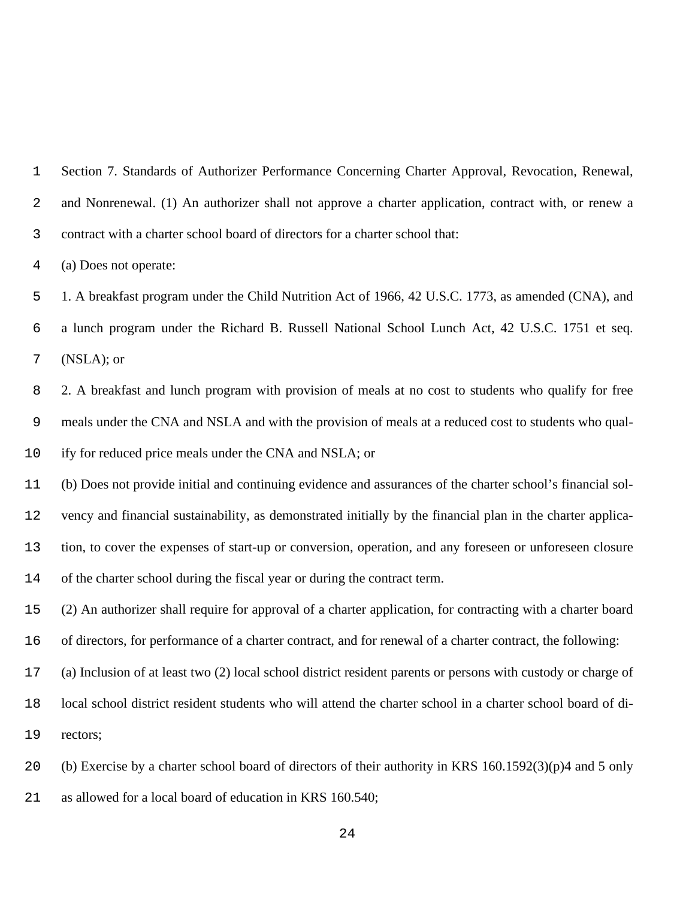Section 7. Standards of Authorizer Performance Concerning Charter Approval, Revocation, Renewal, and Nonrenewal. (1) An authorizer shall not approve a charter application, contract with, or renew a contract with a charter school board of directors for a charter school that:

(a) Does not operate:

1. A breakfast program under the Child Nutrition Act of 1966, 42 U.S.C. 1773, as amended (CNA), and a lunch program under the Richard B. Russell National School Lunch Act, 42 U.S.C. 1751 et seq. (NSLA); or

2. A breakfast and lunch program with provision of meals at no cost to students who qualify for free meals under the CNA and NSLA and with the provision of meals at a reduced cost to students who qualify for reduced price meals under the CNA and NSLA; or

(b) Does not provide initial and continuing evidence and assurances of the charter school's financial solvency and financial sustainability, as demonstrated initially by the financial plan in the charter application, to cover the expenses of start-up or conversion, operation, and any foreseen or unforeseen closure of the charter school during the fiscal year or during the contract term.

(2) An authorizer shall require for approval of a charter application, for contracting with a charter board of directors, for performance of a charter contract, and for renewal of a charter contract, the following:

(a) Inclusion of at least two (2) local school district resident parents or persons with custody or charge of local school district resident students who will attend the charter school in a charter school board of directors;

(b) Exercise by a charter school board of directors of their authority in KRS 160.1592(3)(p)4 and 5 only as allowed for a local board of education in KRS 160.540;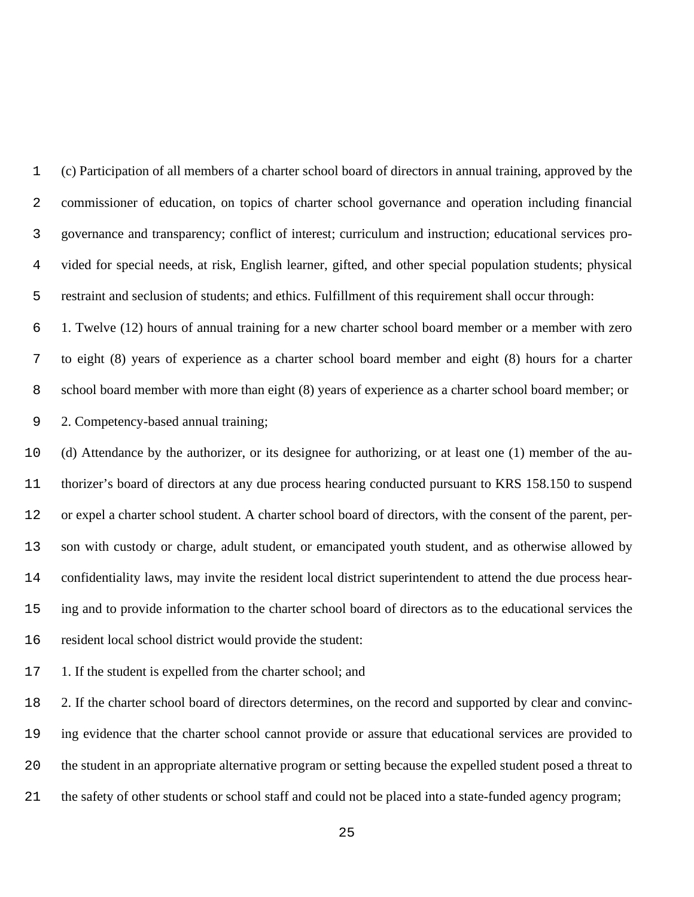(c) Participation of all members of a charter school board of directors in annual training, approved by the commissioner of education, on topics of charter school governance and operation including financial governance and transparency; conflict of interest; curriculum and instruction; educational services provided for special needs, at risk, English learner, gifted, and other special population students; physical restraint and seclusion of students; and ethics. Fulfillment of this requirement shall occur through:

1. Twelve (12) hours of annual training for a new charter school board member or a member with zero to eight (8) years of experience as a charter school board member and eight (8) hours for a charter school board member with more than eight (8) years of experience as a charter school board member; or

2. Competency-based annual training;

(d) Attendance by the authorizer, or its designee for authorizing, or at least one (1) member of the authorizer's board of directors at any due process hearing conducted pursuant to KRS 158.150 to suspend or expel a charter school student. A charter school board of directors, with the consent of the parent, person with custody or charge, adult student, or emancipated youth student, and as otherwise allowed by confidentiality laws, may invite the resident local district superintendent to attend the due process hearing and to provide information to the charter school board of directors as to the educational services the resident local school district would provide the student:

1. If the student is expelled from the charter school; and

2. If the charter school board of directors determines, on the record and supported by clear and convincing evidence that the charter school cannot provide or assure that educational services are provided to the student in an appropriate alternative program or setting because the expelled student posed a threat to the safety of other students or school staff and could not be placed into a state-funded agency program;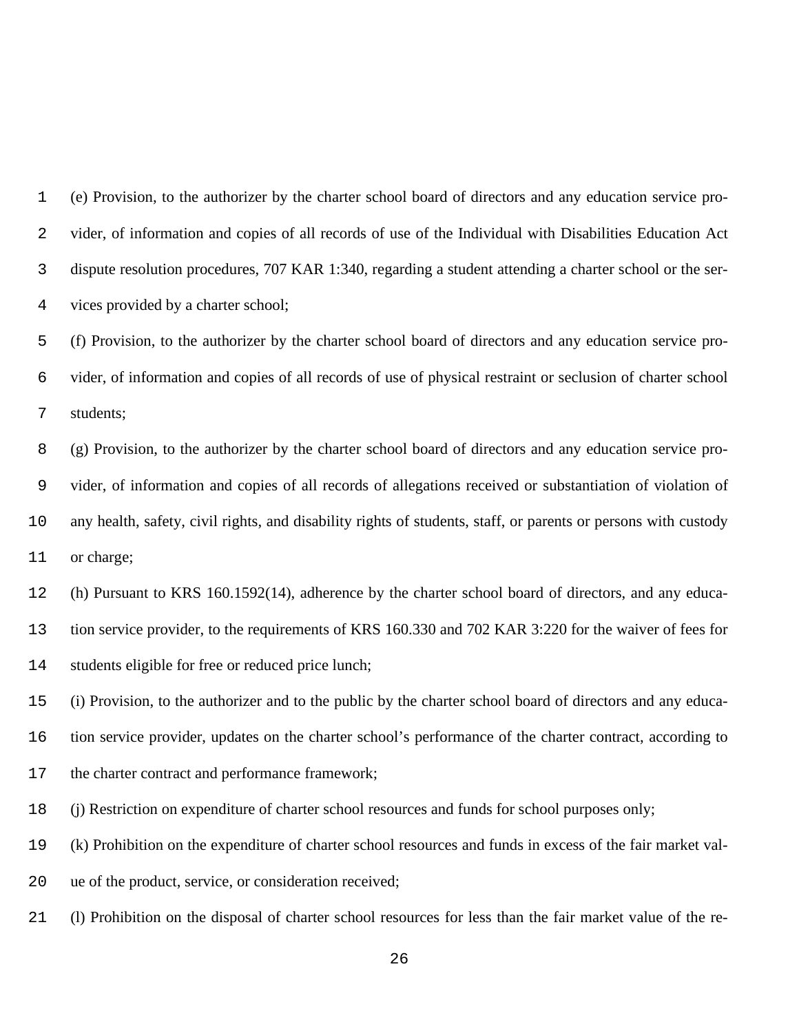(e) Provision, to the authorizer by the charter school board of directors and any education service provider, of information and copies of all records of use of the Individual with Disabilities Education Act dispute resolution procedures, 707 KAR 1:340, regarding a student attending a charter school or the services provided by a charter school;

(f) Provision, to the authorizer by the charter school board of directors and any education service provider, of information and copies of all records of use of physical restraint or seclusion of charter school students;

(g) Provision, to the authorizer by the charter school board of directors and any education service provider, of information and copies of all records of allegations received or substantiation of violation of any health, safety, civil rights, and disability rights of students, staff, or parents or persons with custody or charge;

(h) Pursuant to KRS 160.1592(14), adherence by the charter school board of directors, and any education service provider, to the requirements of KRS 160.330 and 702 KAR 3:220 for the waiver of fees for students eligible for free or reduced price lunch;

(i) Provision, to the authorizer and to the public by the charter school board of directors and any education service provider, updates on the charter school's performance of the charter contract, according to the charter contract and performance framework;

(j) Restriction on expenditure of charter school resources and funds for school purposes only;

(k) Prohibition on the expenditure of charter school resources and funds in excess of the fair market value of the product, service, or consideration received;

(l) Prohibition on the disposal of charter school resources for less than the fair market value of the re-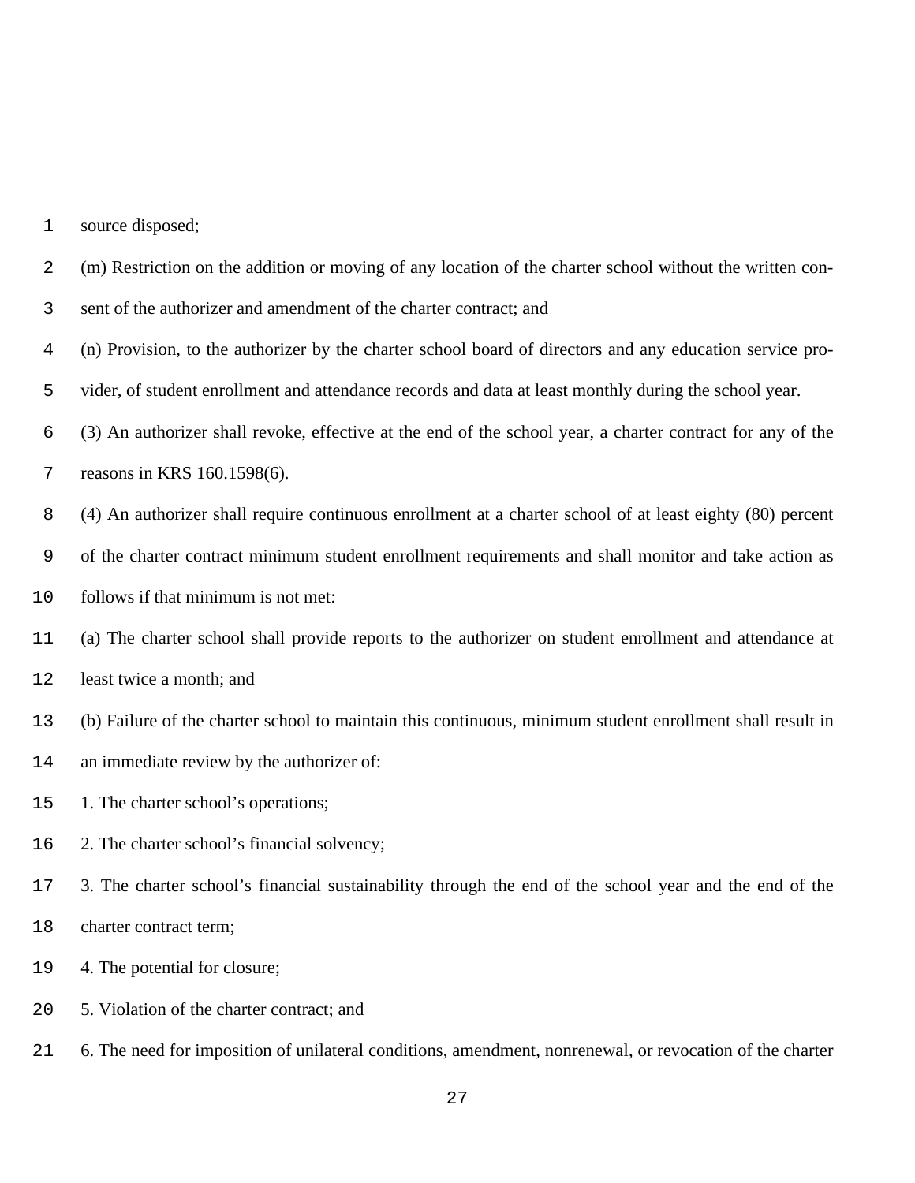source disposed;

(m) Restriction on the addition or moving of any location of the charter school without the written consent of the authorizer and amendment of the charter contract; and

(n) Provision, to the authorizer by the charter school board of directors and any education service provider, of student enrollment and attendance records and data at least monthly during the school year.

(3) An authorizer shall revoke, effective at the end of the school year, a charter contract for any of the reasons in KRS 160.1598(6).

(4) An authorizer shall require continuous enrollment at a charter school of at least eighty (80) percent of the charter contract minimum student enrollment requirements and shall monitor and take action as follows if that minimum is not met:

(a) The charter school shall provide reports to the authorizer on student enrollment and attendance at least twice a month; and

(b) Failure of the charter school to maintain this continuous, minimum student enrollment shall result in an immediate review by the authorizer of:

1. The charter school's operations;

2. The charter school's financial solvency;

3. The charter school's financial sustainability through the end of the school year and the end of the charter contract term;

4. The potential for closure;

5. Violation of the charter contract; and

6. The need for imposition of unilateral conditions, amendment, nonrenewal, or revocation of the charter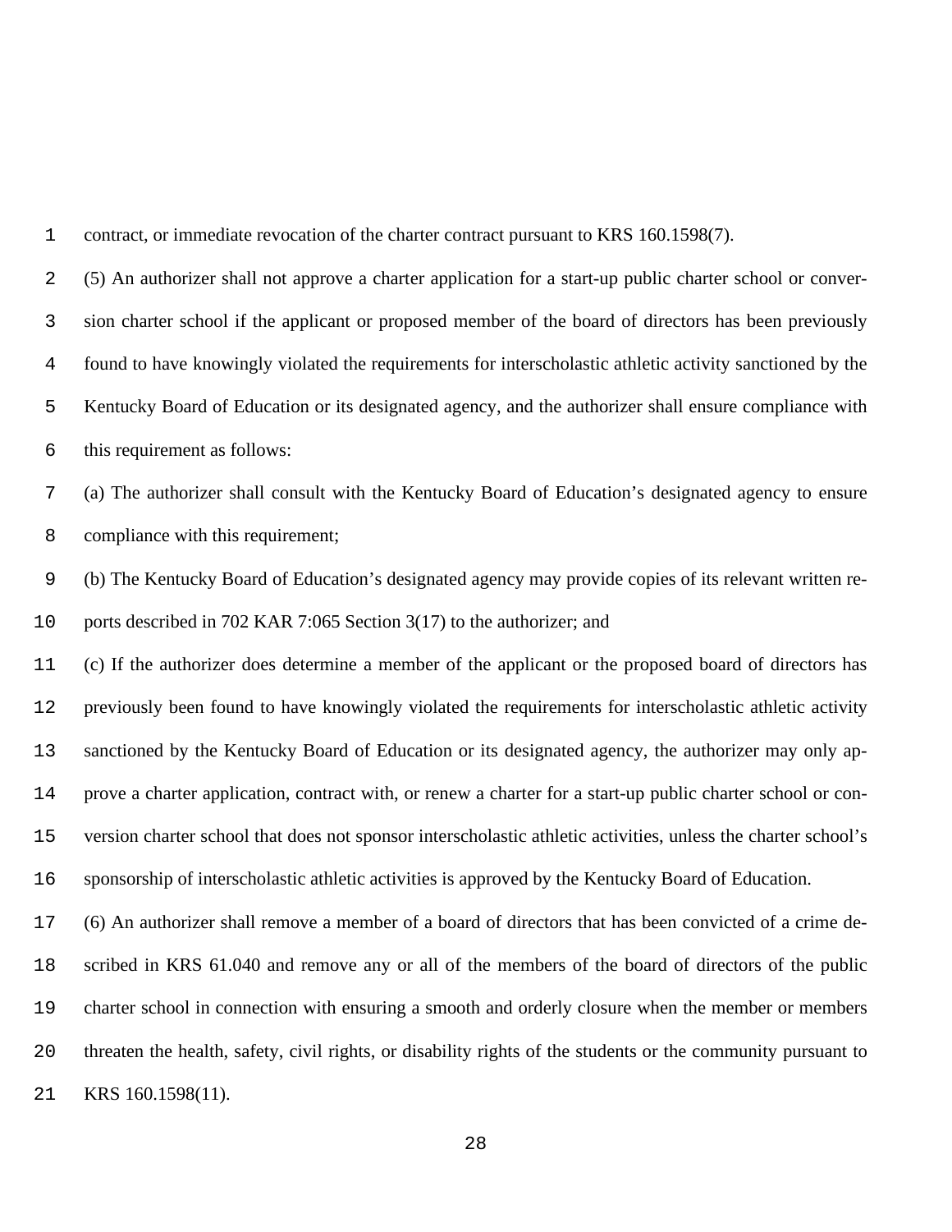contract, or immediate revocation of the charter contract pursuant to KRS 160.1598(7).

(5) An authorizer shall not approve a charter application for a start-up public charter school or conversion charter school if the applicant or proposed member of the board of directors has been previously found to have knowingly violated the requirements for interscholastic athletic activity sanctioned by the Kentucky Board of Education or its designated agency, and the authorizer shall ensure compliance with this requirement as follows:

(a) The authorizer shall consult with the Kentucky Board of Education's designated agency to ensure compliance with this requirement;

(b) The Kentucky Board of Education's designated agency may provide copies of its relevant written reports described in 702 KAR 7:065 Section 3(17) to the authorizer; and

(c) If the authorizer does determine a member of the applicant or the proposed board of directors has previously been found to have knowingly violated the requirements for interscholastic athletic activity sanctioned by the Kentucky Board of Education or its designated agency, the authorizer may only approve a charter application, contract with, or renew a charter for a start-up public charter school or conversion charter school that does not sponsor interscholastic athletic activities, unless the charter school's sponsorship of interscholastic athletic activities is approved by the Kentucky Board of Education.

(6) An authorizer shall remove a member of a board of directors that has been convicted of a crime described in KRS 61.040 and remove any or all of the members of the board of directors of the public charter school in connection with ensuring a smooth and orderly closure when the member or members threaten the health, safety, civil rights, or disability rights of the students or the community pursuant to KRS 160.1598(11).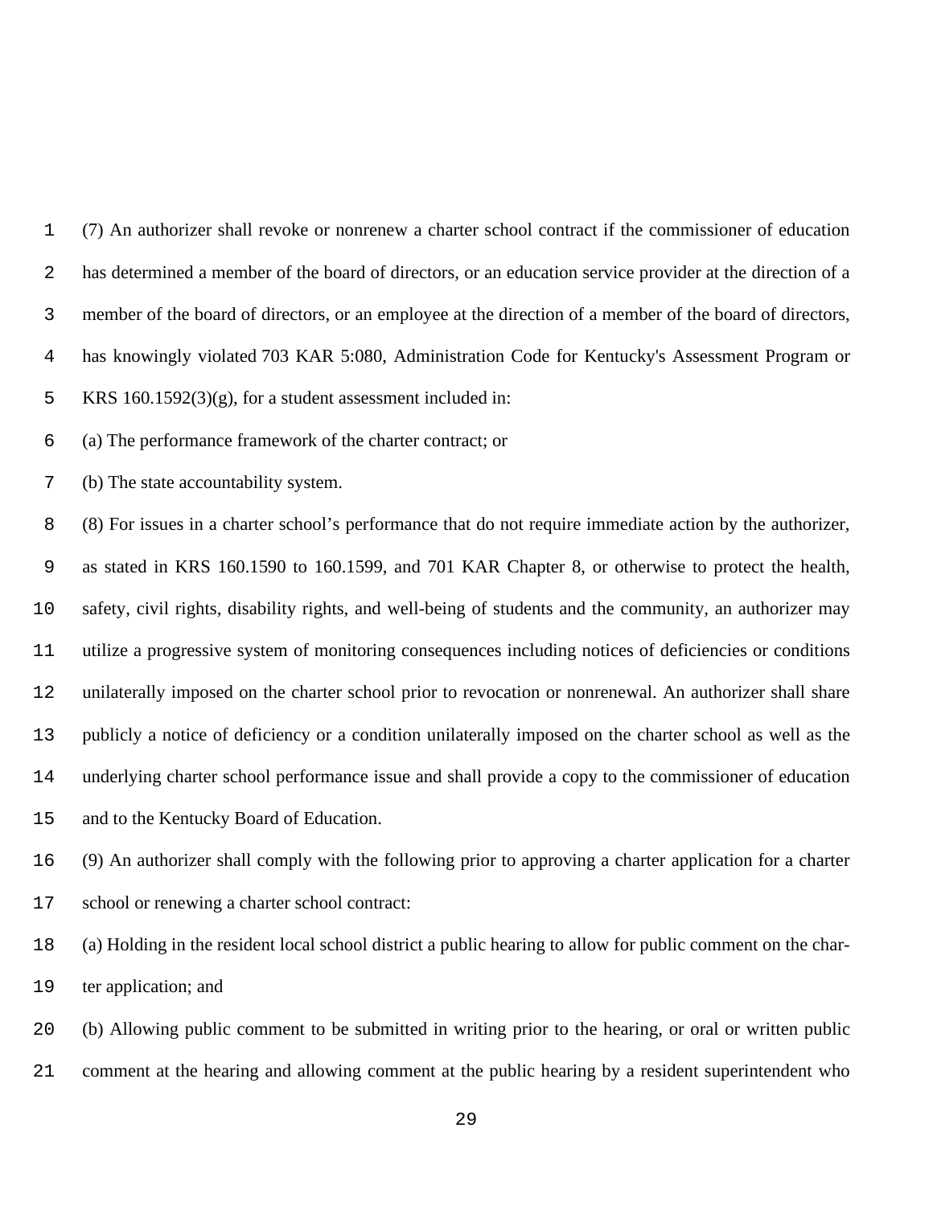(7) An authorizer shall revoke or nonrenew a charter school contract if the commissioner of education has determined a member of the board of directors, or an education service provider at the direction of a member of the board of directors, or an employee at the direction of a member of the board of directors, has knowingly violated 703 KAR 5:080, Administration Code for Kentucky's Assessment Program or KRS 160.1592(3)(g), for a student assessment included in:

(a) The performance framework of the charter contract; or

(b) The state accountability system.

(8) For issues in a charter school's performance that do not require immediate action by the authorizer, as stated in KRS 160.1590 to 160.1599, and 701 KAR Chapter 8, or otherwise to protect the health, safety, civil rights, disability rights, and well-being of students and the community, an authorizer may utilize a progressive system of monitoring consequences including notices of deficiencies or conditions unilaterally imposed on the charter school prior to revocation or nonrenewal. An authorizer shall share publicly a notice of deficiency or a condition unilaterally imposed on the charter school as well as the underlying charter school performance issue and shall provide a copy to the commissioner of education and to the Kentucky Board of Education.

(9) An authorizer shall comply with the following prior to approving a charter application for a charter school or renewing a charter school contract:

(a) Holding in the resident local school district a public hearing to allow for public comment on the charter application; and

(b) Allowing public comment to be submitted in writing prior to the hearing, or oral or written public comment at the hearing and allowing comment at the public hearing by a resident superintendent who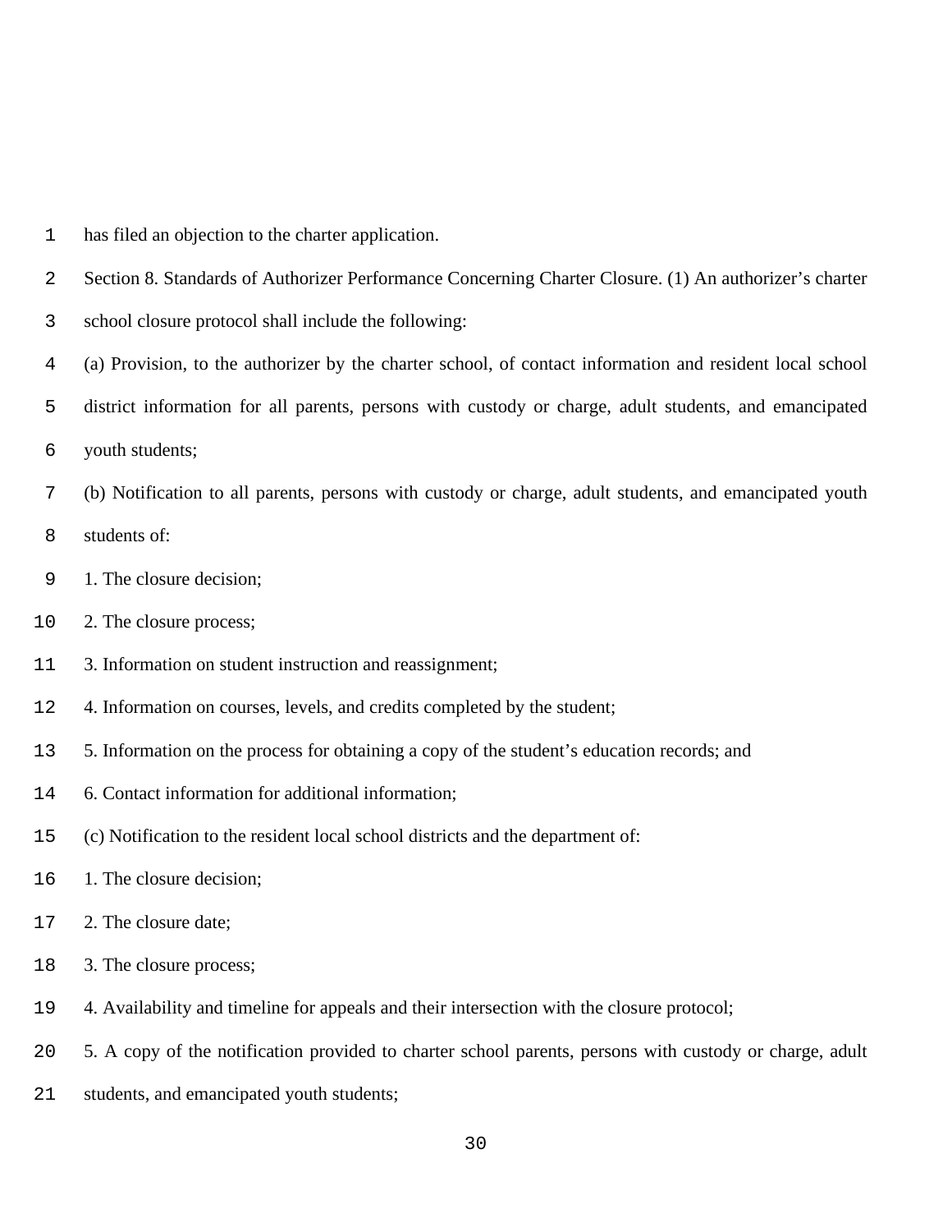has filed an objection to the charter application.

Section 8. Standards of Authorizer Performance Concerning Charter Closure. (1) An authorizer's charter school closure protocol shall include the following:

(a) Provision, to the authorizer by the charter school, of contact information and resident local school district information for all parents, persons with custody or charge, adult students, and emancipated youth students;

(b) Notification to all parents, persons with custody or charge, adult students, and emancipated youth students of:

1. The closure decision;

2. The closure process;

3. Information on student instruction and reassignment;

4. Information on courses, levels, and credits completed by the student;

5. Information on the process for obtaining a copy of the student's education records; and

6. Contact information for additional information;

(c) Notification to the resident local school districts and the department of:

1. The closure decision;

2. The closure date;

3. The closure process;

4. Availability and timeline for appeals and their intersection with the closure protocol;

5. A copy of the notification provided to charter school parents, persons with custody or charge, adult students, and emancipated youth students;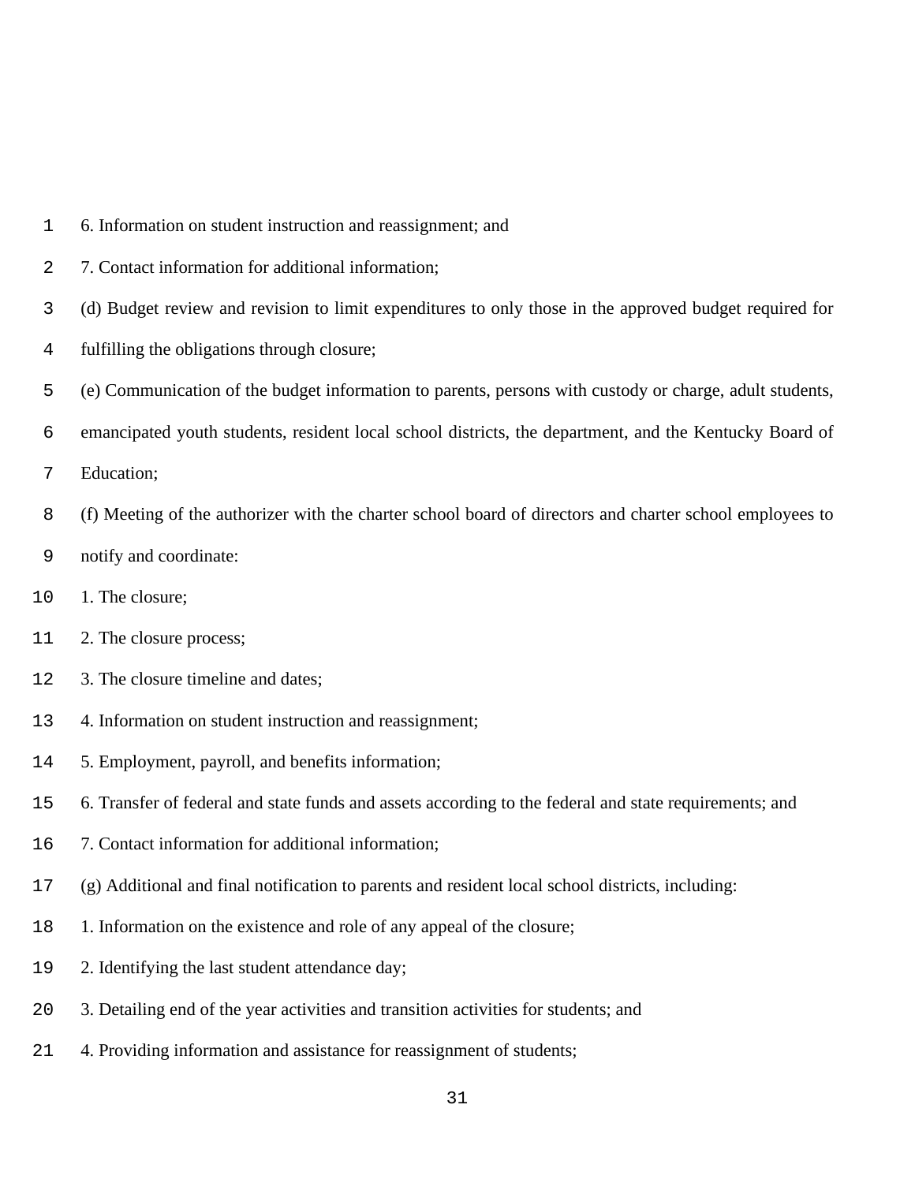6. Information on student instruction and reassignment; and

7. Contact information for additional information;

(d) Budget review and revision to limit expenditures to only those in the approved budget required for fulfilling the obligations through closure;

(e) Communication of the budget information to parents, persons with custody or charge, adult students, emancipated youth students, resident local school districts, the department, and the Kentucky Board of Education;

(f) Meeting of the authorizer with the charter school board of directors and charter school employees to notify and coordinate:

1. The closure;

2. The closure process;

3. The closure timeline and dates;

4. Information on student instruction and reassignment;

5. Employment, payroll, and benefits information;

6. Transfer of federal and state funds and assets according to the federal and state requirements; and

7. Contact information for additional information;

(g) Additional and final notification to parents and resident local school districts, including:

1. Information on the existence and role of any appeal of the closure;

2. Identifying the last student attendance day;

3. Detailing end of the year activities and transition activities for students; and

4. Providing information and assistance for reassignment of students;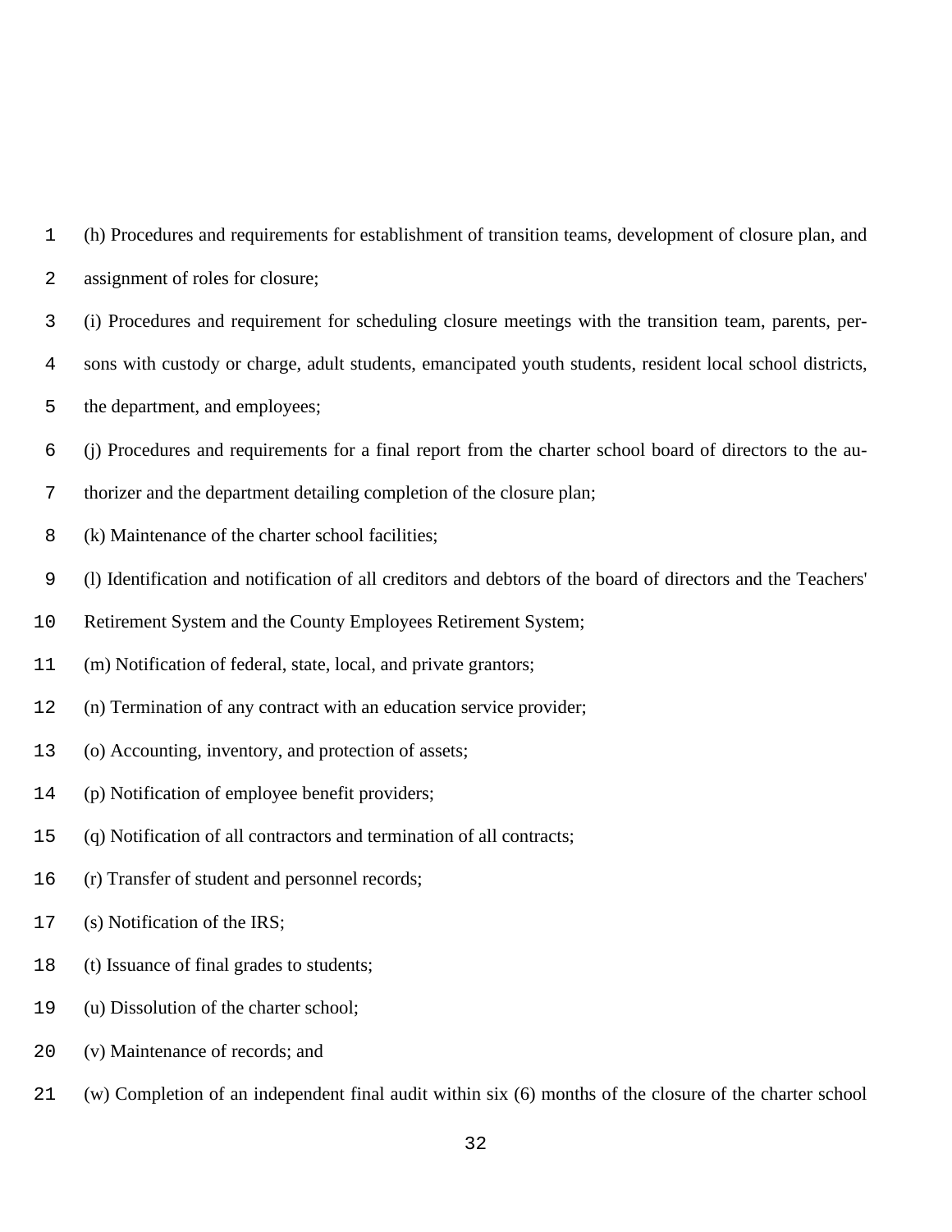(h) Procedures and requirements for establishment of transition teams, development of closure plan, and assignment of roles for closure;

(i) Procedures and requirement for scheduling closure meetings with the transition team, parents, persons with custody or charge, adult students, emancipated youth students, resident local school districts, the department, and employees;

(j) Procedures and requirements for a final report from the charter school board of directors to the authorizer and the department detailing completion of the closure plan;

(k) Maintenance of the charter school facilities;

(l) Identification and notification of all creditors and debtors of the board of directors and the Teachers' Retirement System and the County Employees Retirement System;

(m) Notification of federal, state, local, and private grantors;

(n) Termination of any contract with an education service provider;

(o) Accounting, inventory, and protection of assets;

(p) Notification of employee benefit providers;

(q) Notification of all contractors and termination of all contracts;

(r) Transfer of student and personnel records;

(s) Notification of the IRS;

(t) Issuance of final grades to students;

(u) Dissolution of the charter school;

(v) Maintenance of records; and

(w) Completion of an independent final audit within six (6) months of the closure of the charter school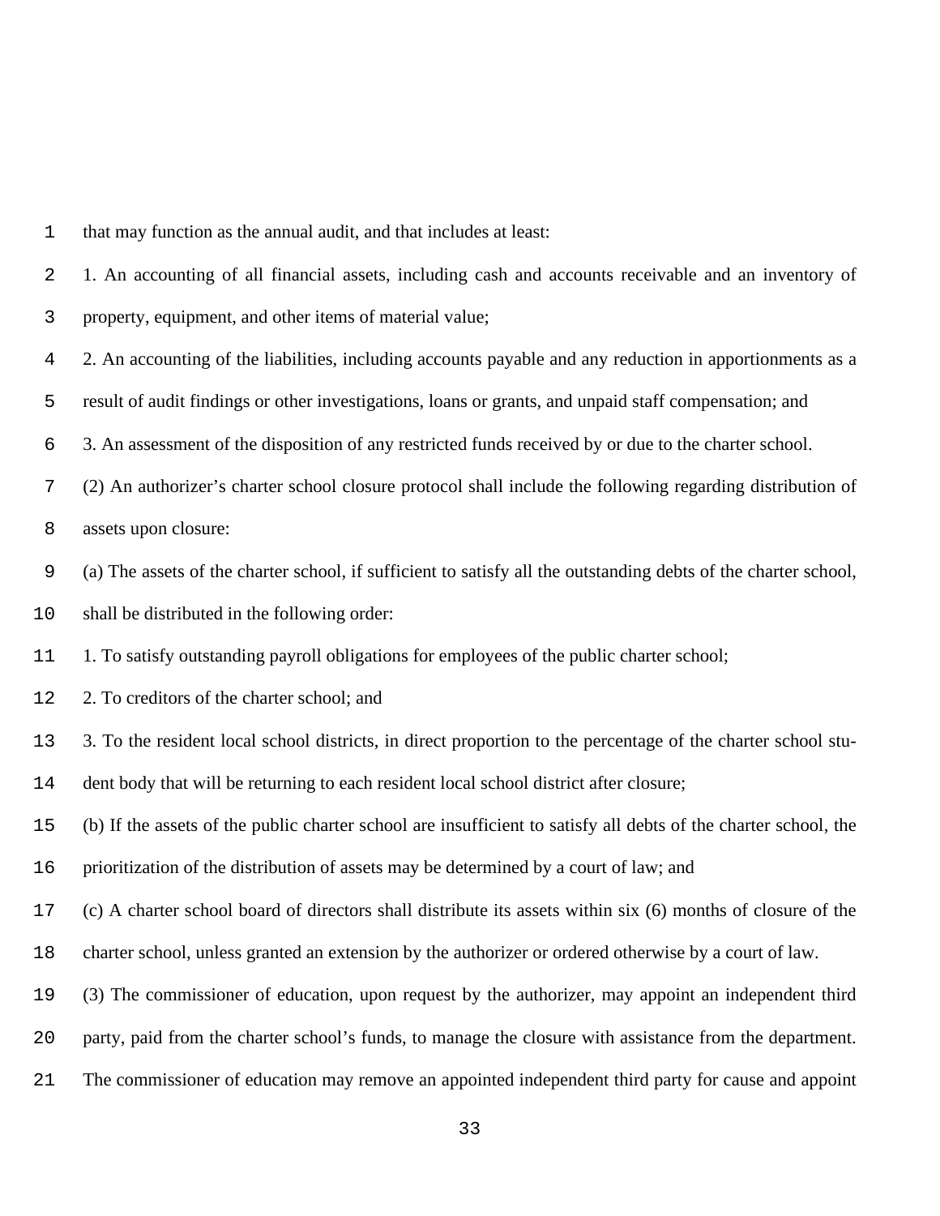that may function as the annual audit, and that includes at least:

1. An accounting of all financial assets, including cash and accounts receivable and an inventory of property, equipment, and other items of material value;

2. An accounting of the liabilities, including accounts payable and any reduction in apportionments as a result of audit findings or other investigations, loans or grants, and unpaid staff compensation; and

3. An assessment of the disposition of any restricted funds received by or due to the charter school.

(2) An authorizer's charter school closure protocol shall include the following regarding distribution of assets upon closure:

(a) The assets of the charter school, if sufficient to satisfy all the outstanding debts of the charter school, shall be distributed in the following order:

1. To satisfy outstanding payroll obligations for employees of the public charter school;

2. To creditors of the charter school; and

3. To the resident local school districts, in direct proportion to the percentage of the charter school student body that will be returning to each resident local school district after closure;

(b) If the assets of the public charter school are insufficient to satisfy all debts of the charter school, the prioritization of the distribution of assets may be determined by a court of law; and

(c) A charter school board of directors shall distribute its assets within six (6) months of closure of the charter school, unless granted an extension by the authorizer or ordered otherwise by a court of law.

(3) The commissioner of education, upon request by the authorizer, may appoint an independent third party, paid from the charter school's funds, to manage the closure with assistance from the department. The commissioner of education may remove an appointed independent third party for cause and appoint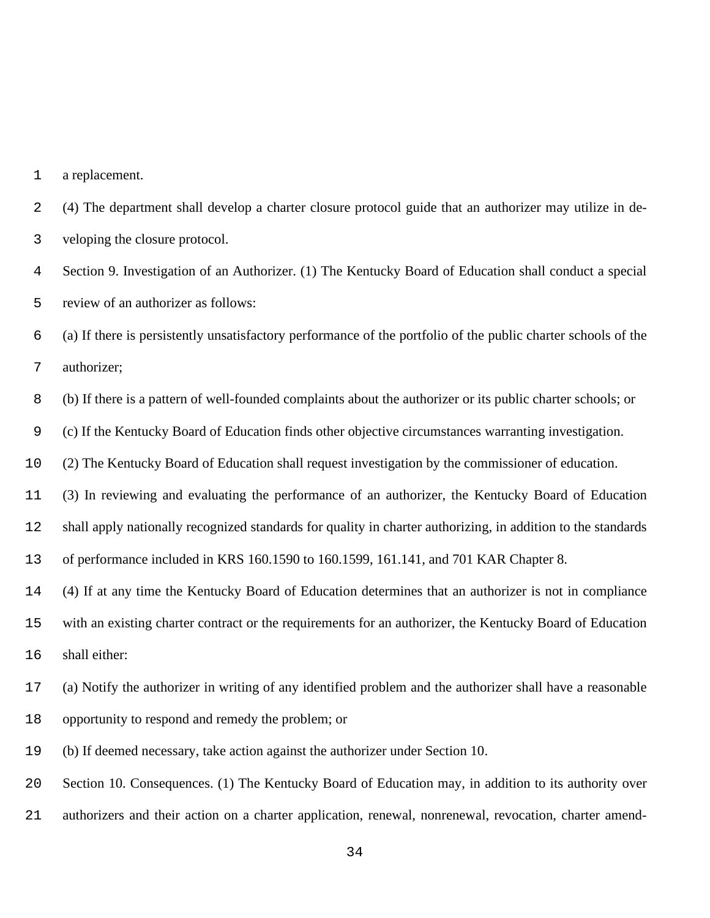a replacement.

(4) The department shall develop a charter closure protocol guide that an authorizer may utilize in developing the closure protocol.

Section 9. Investigation of an Authorizer. (1) The Kentucky Board of Education shall conduct a special review of an authorizer as follows:

(a) If there is persistently unsatisfactory performance of the portfolio of the public charter schools of the authorizer;

(b) If there is a pattern of well-founded complaints about the authorizer or its public charter schools; or

(c) If the Kentucky Board of Education finds other objective circumstances warranting investigation.

(2) The Kentucky Board of Education shall request investigation by the commissioner of education.

(3) In reviewing and evaluating the performance of an authorizer, the Kentucky Board of Education shall apply nationally recognized standards for quality in charter authorizing, in addition to the standards of performance included in KRS 160.1590 to 160.1599, 161.141, and 701 KAR Chapter 8.

(4) If at any time the Kentucky Board of Education determines that an authorizer is not in compliance with an existing charter contract or the requirements for an authorizer, the Kentucky Board of Education shall either:

(a) Notify the authorizer in writing of any identified problem and the authorizer shall have a reasonable opportunity to respond and remedy the problem; or

(b) If deemed necessary, take action against the authorizer under Section 10.

Section 10. Consequences. (1) The Kentucky Board of Education may, in addition to its authority over authorizers and their action on a charter application, renewal, nonrenewal, revocation, charter amend-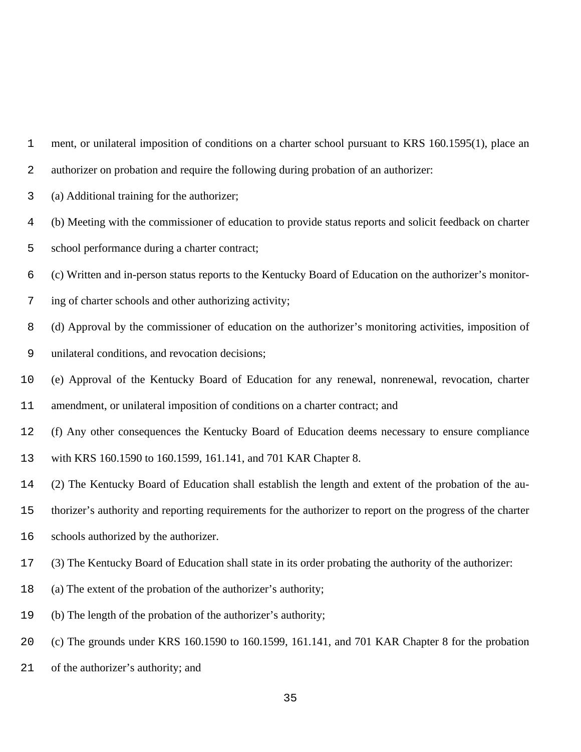ment, or unilateral imposition of conditions on a charter school pursuant to KRS 160.1595(1), place an authorizer on probation and require the following during probation of an authorizer:

(a) Additional training for the authorizer;

(b) Meeting with the commissioner of education to provide status reports and solicit feedback on charter school performance during a charter contract;

(c) Written and in-person status reports to the Kentucky Board of Education on the authorizer's monitoring of charter schools and other authorizing activity;

(d) Approval by the commissioner of education on the authorizer's monitoring activities, imposition of unilateral conditions, and revocation decisions;

(e) Approval of the Kentucky Board of Education for any renewal, nonrenewal, revocation, charter amendment, or unilateral imposition of conditions on a charter contract; and

(f) Any other consequences the Kentucky Board of Education deems necessary to ensure compliance with KRS 160.1590 to 160.1599, 161.141, and 701 KAR Chapter 8.

(2) The Kentucky Board of Education shall establish the length and extent of the probation of the authorizer's authority and reporting requirements for the authorizer to report on the progress of the charter schools authorized by the authorizer.

(3) The Kentucky Board of Education shall state in its order probating the authority of the authorizer:

(a) The extent of the probation of the authorizer's authority;

(b) The length of the probation of the authorizer's authority;

(c) The grounds under KRS 160.1590 to 160.1599, 161.141, and 701 KAR Chapter 8 for the probation of the authorizer's authority; and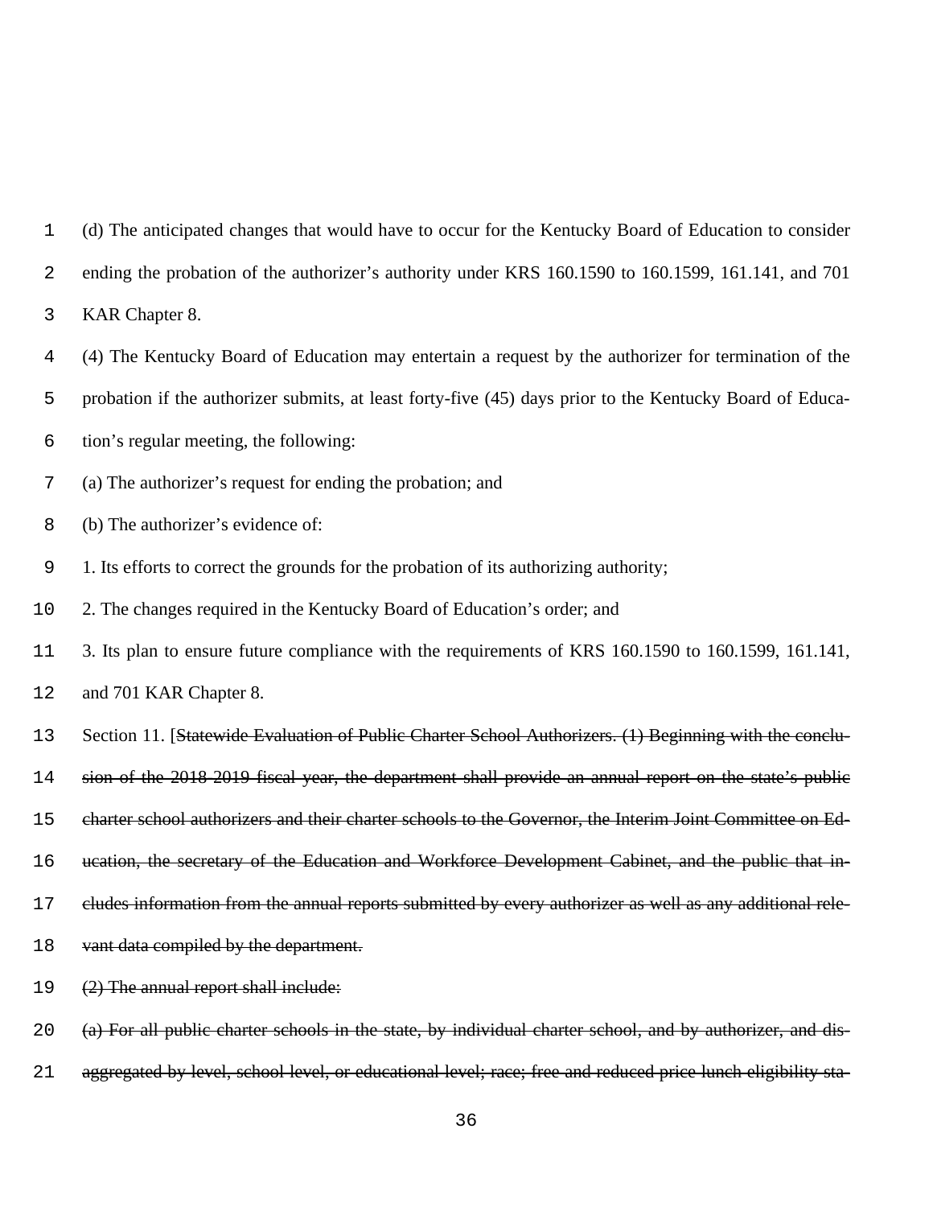(d) The anticipated changes that would have to occur for the Kentucky Board of Education to consider ending the probation of the authorizer's authority under KRS 160.1590 to 160.1599, 161.141, and 701 KAR Chapter 8.

(4) The Kentucky Board of Education may entertain a request by the authorizer for termination of the probation if the authorizer submits, at least forty-five (45) days prior to the Kentucky Board of Education's regular meeting, the following:

(a) The authorizer's request for ending the probation; and

(b) The authorizer's evidence of:

1. Its efforts to correct the grounds for the probation of its authorizing authority;

2. The changes required in the Kentucky Board of Education's order; and

3. Its plan to ensure future compliance with the requirements of KRS 160.1590 to 160.1599, 161.141, and 701 KAR Chapter 8.

Section 11. [~~Statewide Evaluation of Public Charter School Authorizers. (1) Beginning with the conclusion of the 2018-2019 fiscal year, the department shall provide an annual report on the state's public charter school authorizers and their charter schools to the Governor, the Interim Joint Committee on Education, the secretary of the Education and Workforce Development Cabinet, and the public that includes information from the annual reports submitted by every authorizer as well as any additional relevant data compiled by the department.~~

~~(2) The annual report shall include:~~

~~(a) For all public charter schools in the state, by individual charter school, and by authorizer, and disaggregated by level, school level, or educational level; race; free and reduced price lunch eligibility sta-~~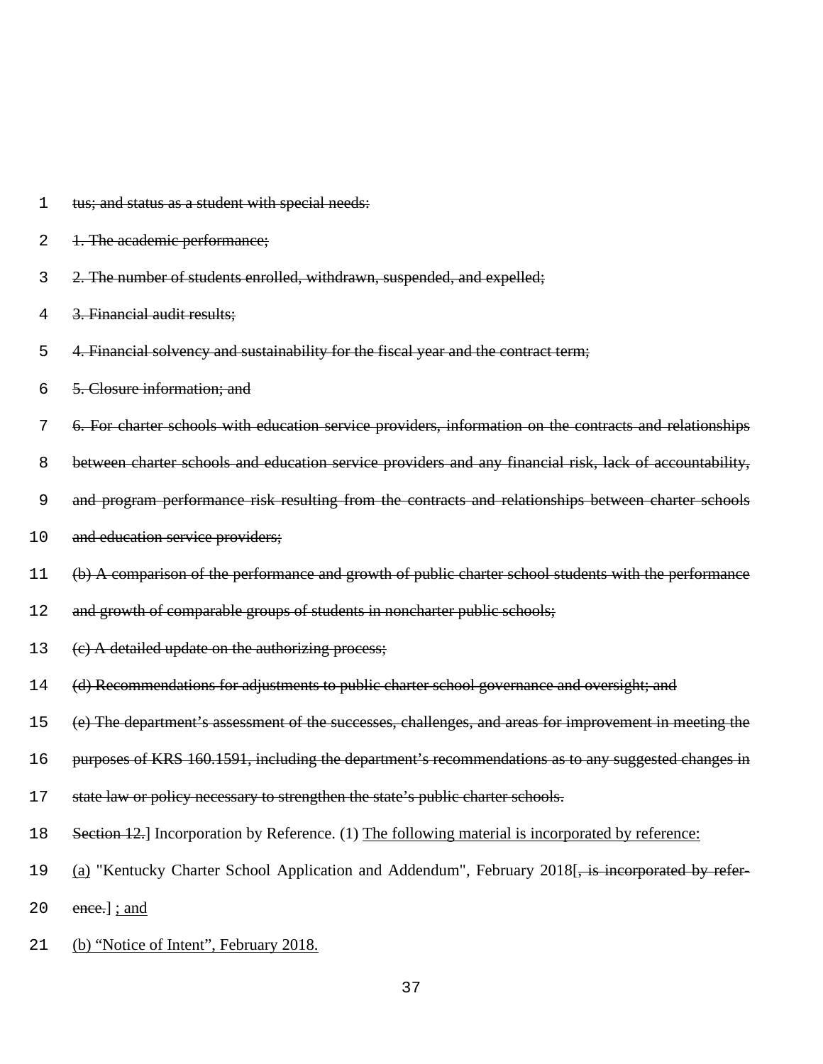1 ~~tus; and status as a student with special needs:~~

2 ~~1. The academic performance;~~

3 ~~2. The number of students enrolled, withdrawn, suspended, and expelled;~~

4 ~~3. Financial audit results;~~

5 ~~4. Financial solvency and sustainability for the fiscal year and the contract term;~~

6 ~~5. Closure information; and~~

7 ~~6. For charter schools with education service providers, information on the contracts and relationships~~

8 ~~between charter schools and education service providers and any financial risk, lack of accountability,~~

9 ~~and program performance risk resulting from the contracts and relationships between charter schools~~

10 ~~and education service providers;~~

11 ~~(b) A comparison of the performance and growth of public charter school students with the performance~~

12 ~~and growth of comparable groups of students in noncharter public schools;~~

13 ~~(c) A detailed update on the authorizing process;~~

14 ~~(d) Recommendations for adjustments to public charter school governance and oversight; and~~

15 ~~(e) The department's assessment of the successes, challenges, and areas for improvement in meeting the~~

16 ~~purposes of KRS 160.1591, including the department's recommendations as to any suggested changes in~~

17 ~~state law or policy necessary to strengthen the state's public charter schools.~~

18 ~~Section 12.~~] Incorporation by Reference. (1) <u>The following material is incorporated by reference:</u>

19 <u>(a)</u> "Kentucky Charter School Application and Addendum", February 2018[~~, is incorporated by refer-~~

20 ~~ence.~~] <u>; and</u>

21 <u>(b) "Notice of Intent", February 2018.</u>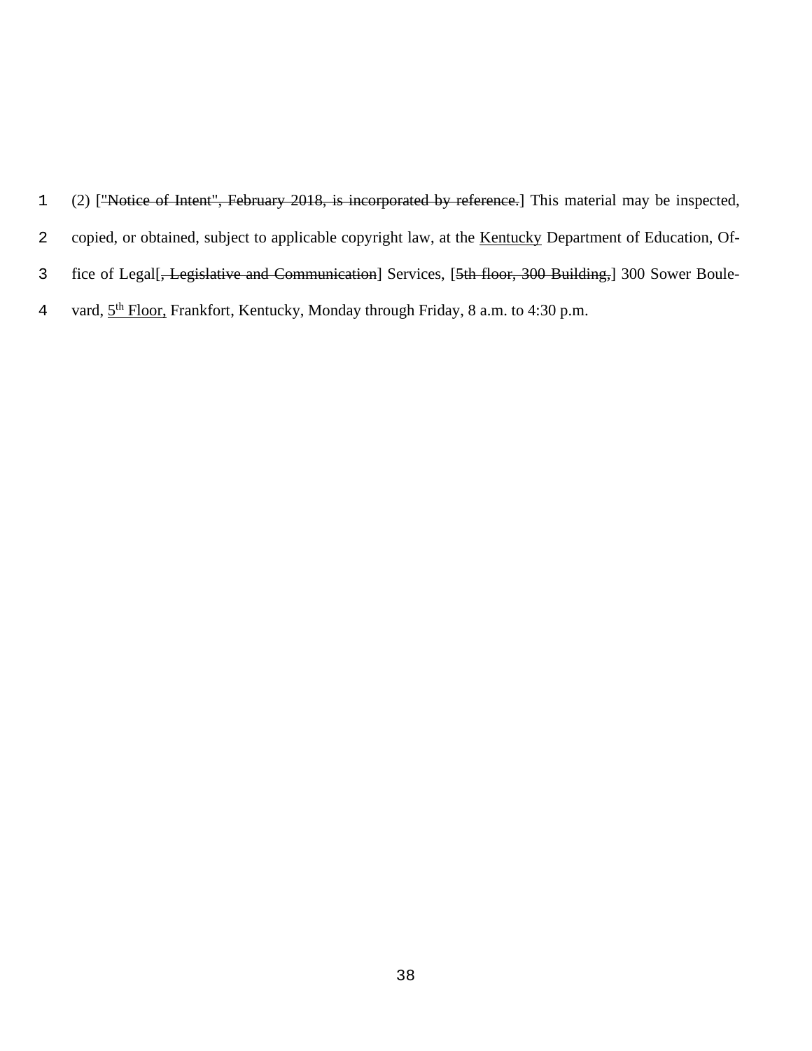(2) ["Notice of Intent", February 2018, is incorporated by reference.] This material may be inspected, copied, or obtained, subject to applicable copyright law, at the Kentucky Department of Education, Office of Legal[, Legislative and Communication] Services, [5th floor, 300 Building,] 300 Sower Boulevard, 5th Floor, Frankfort, Kentucky, Monday through Friday, 8 a.m. to 4:30 p.m.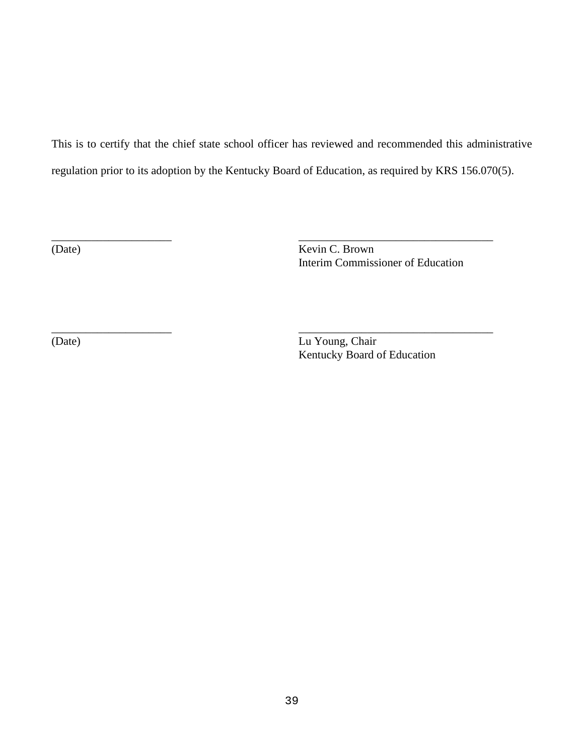This is to certify that the chief state school officer has reviewed and recommended this administrative regulation prior to its adoption by the Kentucky Board of Education, as required by KRS 156.070(5).

| | |
|---|---|
| _____________________ | _________________________________ |
| (Date) | Kevin C. Brown<br>Interim Commissioner of Education |
| | |
| _____________________ | _________________________________ |
| (Date) | Lu Young, Chair<br>Kentucky Board of Education |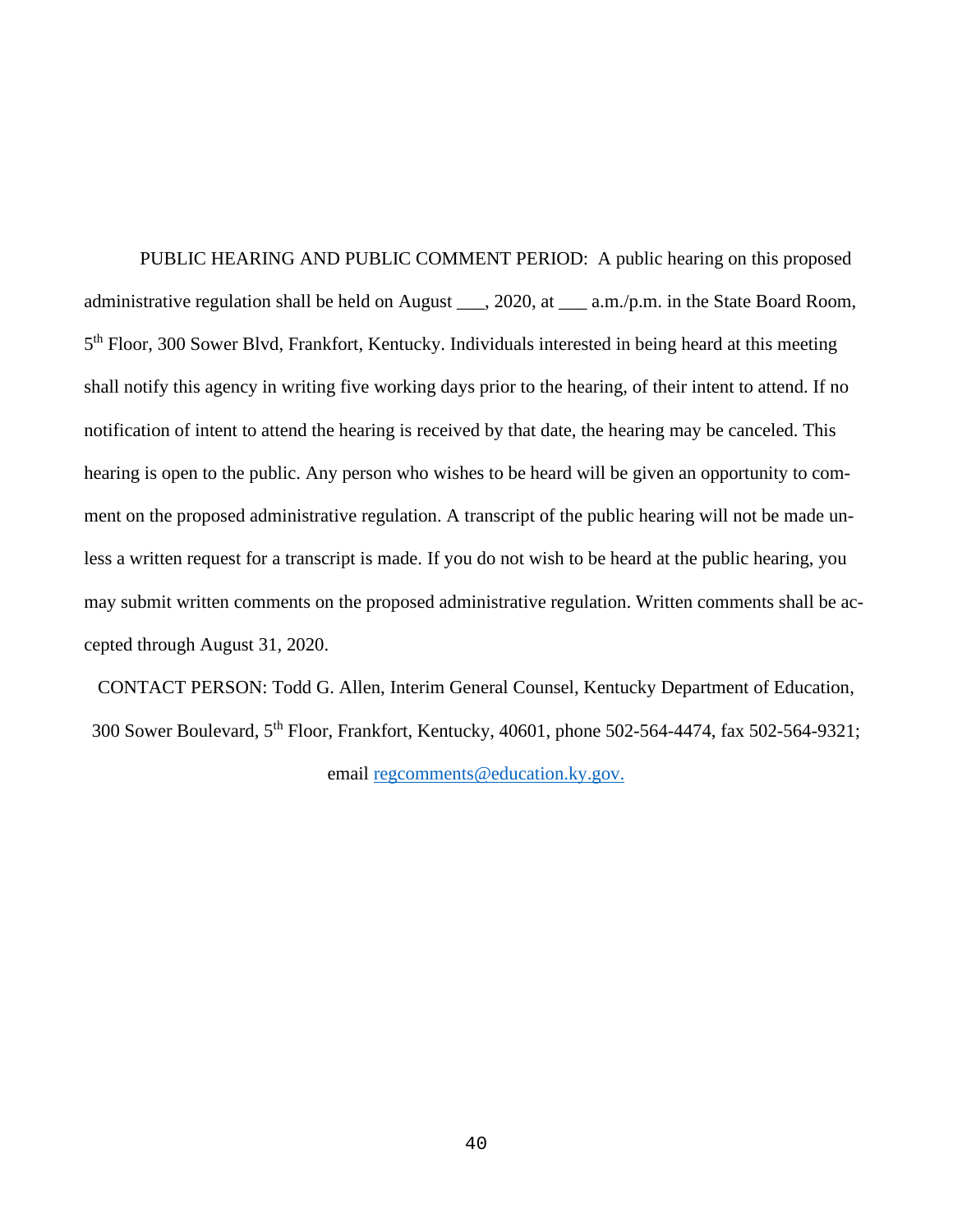PUBLIC HEARING AND PUBLIC COMMENT PERIOD: A public hearing on this proposed administrative regulation shall be held on August ___, 2020, at ___ a.m./p.m. in the State Board Room, 5th Floor, 300 Sower Blvd, Frankfort, Kentucky. Individuals interested in being heard at this meeting shall notify this agency in writing five working days prior to the hearing, of their intent to attend. If no notification of intent to attend the hearing is received by that date, the hearing may be canceled. This hearing is open to the public. Any person who wishes to be heard will be given an opportunity to comment on the proposed administrative regulation. A transcript of the public hearing will not be made unless a written request for a transcript is made. If you do not wish to be heard at the public hearing, you may submit written comments on the proposed administrative regulation. Written comments shall be accepted through August 31, 2020.

CONTACT PERSON: Todd G. Allen, Interim General Counsel, Kentucky Department of Education, 300 Sower Boulevard, 5th Floor, Frankfort, Kentucky, 40601, phone 502-564-4474, fax 502-564-9321; email regcomments@education.ky.gov.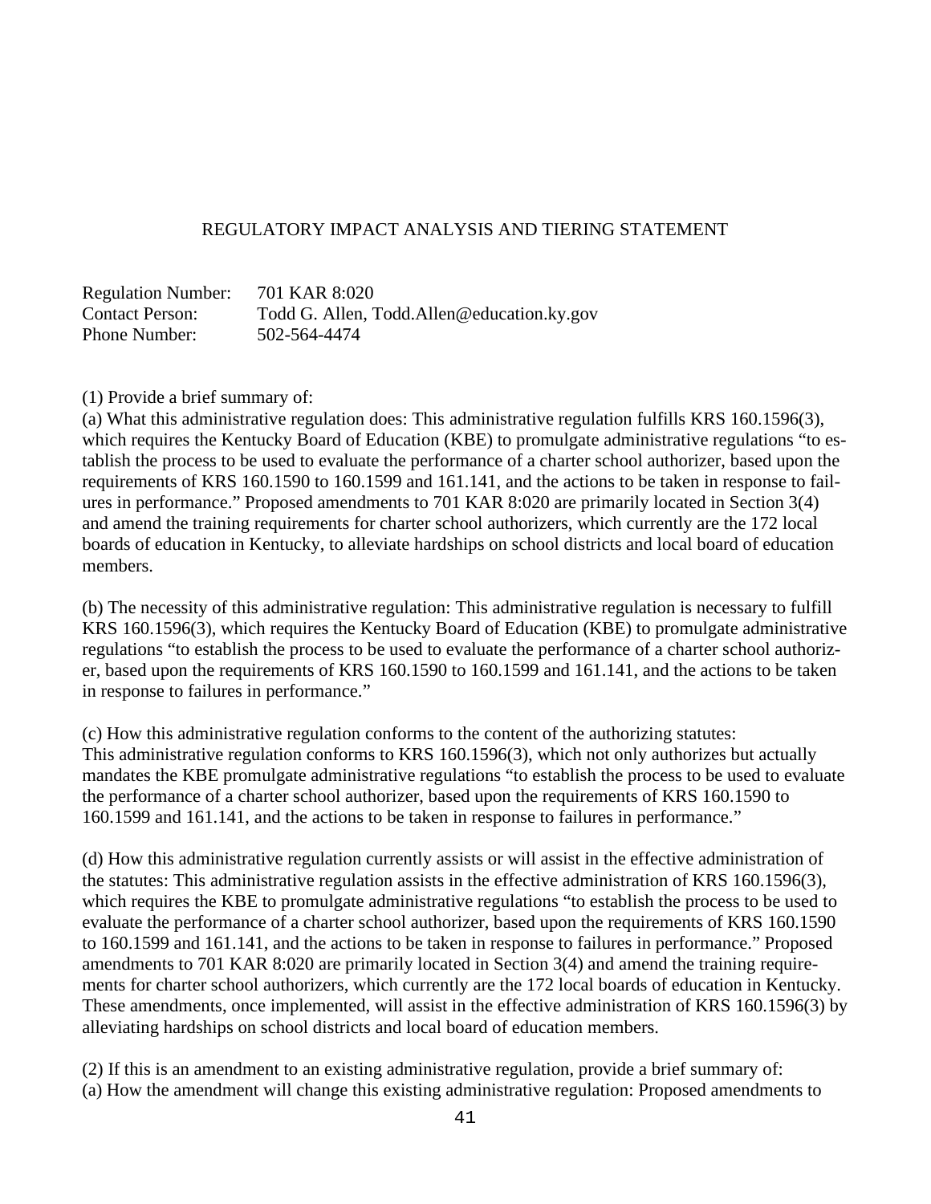## REGULATORY IMPACT ANALYSIS AND TIERING STATEMENT

Regulation Number: 701 KAR 8:020
Contact Person: Todd G. Allen, Todd.Allen@education.ky.gov
Phone Number: 502-564-4474

(1) Provide a brief summary of:

(a) What this administrative regulation does: This administrative regulation fulfills KRS 160.1596(3), which requires the Kentucky Board of Education (KBE) to promulgate administrative regulations "to establish the process to be used to evaluate the performance of a charter school authorizer, based upon the requirements of KRS 160.1590 to 160.1599 and 161.141, and the actions to be taken in response to failures in performance." Proposed amendments to 701 KAR 8:020 are primarily located in Section 3(4) and amend the training requirements for charter school authorizers, which currently are the 172 local boards of education in Kentucky, to alleviate hardships on school districts and local board of education members.

(b) The necessity of this administrative regulation: This administrative regulation is necessary to fulfill KRS 160.1596(3), which requires the Kentucky Board of Education (KBE) to promulgate administrative regulations "to establish the process to be used to evaluate the performance of a charter school authorizer, based upon the requirements of KRS 160.1590 to 160.1599 and 161.141, and the actions to be taken in response to failures in performance."

(c) How this administrative regulation conforms to the content of the authorizing statutes: This administrative regulation conforms to KRS 160.1596(3), which not only authorizes but actually mandates the KBE promulgate administrative regulations "to establish the process to be used to evaluate the performance of a charter school authorizer, based upon the requirements of KRS 160.1590 to 160.1599 and 161.141, and the actions to be taken in response to failures in performance."

(d) How this administrative regulation currently assists or will assist in the effective administration of the statutes: This administrative regulation assists in the effective administration of KRS 160.1596(3), which requires the KBE to promulgate administrative regulations "to establish the process to be used to evaluate the performance of a charter school authorizer, based upon the requirements of KRS 160.1590 to 160.1599 and 161.141, and the actions to be taken in response to failures in performance." Proposed amendments to 701 KAR 8:020 are primarily located in Section 3(4) and amend the training requirements for charter school authorizers, which currently are the 172 local boards of education in Kentucky. These amendments, once implemented, will assist in the effective administration of KRS 160.1596(3) by alleviating hardships on school districts and local board of education members.

(2) If this is an amendment to an existing administrative regulation, provide a brief summary of:

(a) How the amendment will change this existing administrative regulation: Proposed amendments to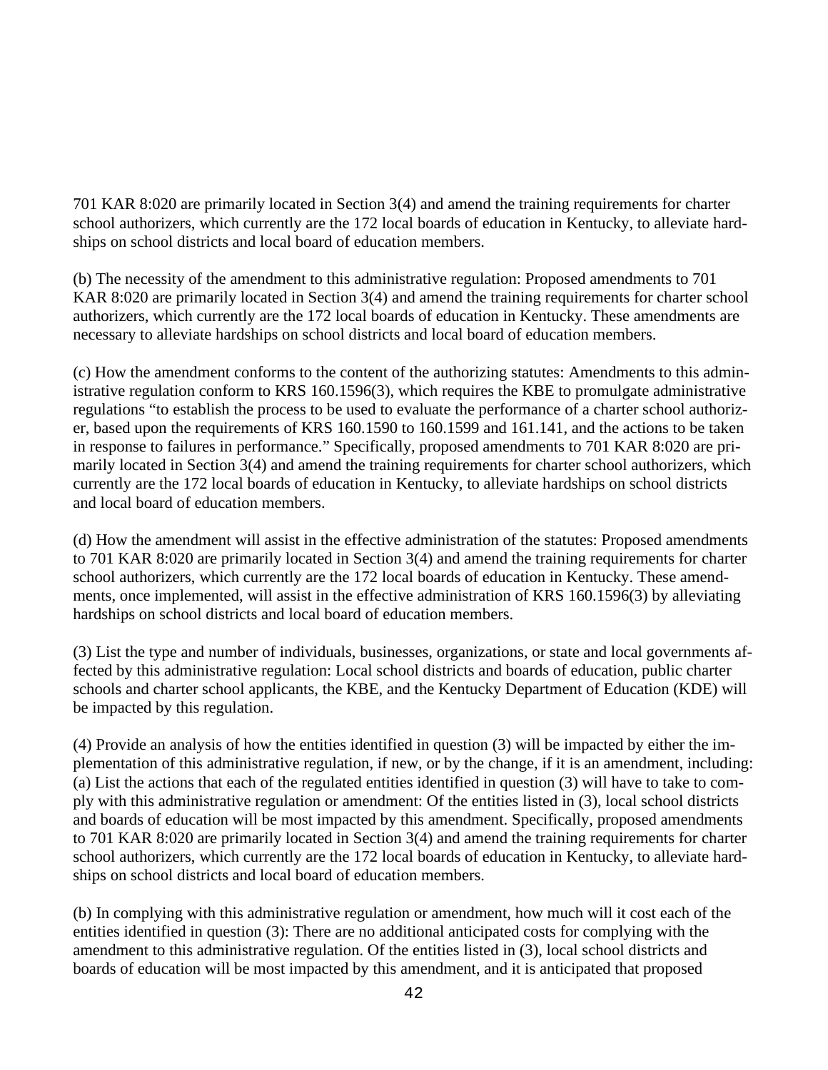701 KAR 8:020 are primarily located in Section 3(4) and amend the training requirements for charter school authorizers, which currently are the 172 local boards of education in Kentucky, to alleviate hardships on school districts and local board of education members.

(b) The necessity of the amendment to this administrative regulation: Proposed amendments to 701 KAR 8:020 are primarily located in Section 3(4) and amend the training requirements for charter school authorizers, which currently are the 172 local boards of education in Kentucky. These amendments are necessary to alleviate hardships on school districts and local board of education members.

(c) How the amendment conforms to the content of the authorizing statutes: Amendments to this administrative regulation conform to KRS 160.1596(3), which requires the KBE to promulgate administrative regulations "to establish the process to be used to evaluate the performance of a charter school authorizer, based upon the requirements of KRS 160.1590 to 160.1599 and 161.141, and the actions to be taken in response to failures in performance." Specifically, proposed amendments to 701 KAR 8:020 are primarily located in Section 3(4) and amend the training requirements for charter school authorizers, which currently are the 172 local boards of education in Kentucky, to alleviate hardships on school districts and local board of education members.

(d) How the amendment will assist in the effective administration of the statutes: Proposed amendments to 701 KAR 8:020 are primarily located in Section 3(4) and amend the training requirements for charter school authorizers, which currently are the 172 local boards of education in Kentucky. These amendments, once implemented, will assist in the effective administration of KRS 160.1596(3) by alleviating hardships on school districts and local board of education members.

(3) List the type and number of individuals, businesses, organizations, or state and local governments affected by this administrative regulation: Local school districts and boards of education, public charter schools and charter school applicants, the KBE, and the Kentucky Department of Education (KDE) will be impacted by this regulation.

(4) Provide an analysis of how the entities identified in question (3) will be impacted by either the implementation of this administrative regulation, if new, or by the change, if it is an amendment, including: (a) List the actions that each of the regulated entities identified in question (3) will have to take to comply with this administrative regulation or amendment: Of the entities listed in (3), local school districts and boards of education will be most impacted by this amendment. Specifically, proposed amendments to 701 KAR 8:020 are primarily located in Section 3(4) and amend the training requirements for charter school authorizers, which currently are the 172 local boards of education in Kentucky, to alleviate hardships on school districts and local board of education members.

(b) In complying with this administrative regulation or amendment, how much will it cost each of the entities identified in question (3): There are no additional anticipated costs for complying with the amendment to this administrative regulation. Of the entities listed in (3), local school districts and boards of education will be most impacted by this amendment, and it is anticipated that proposed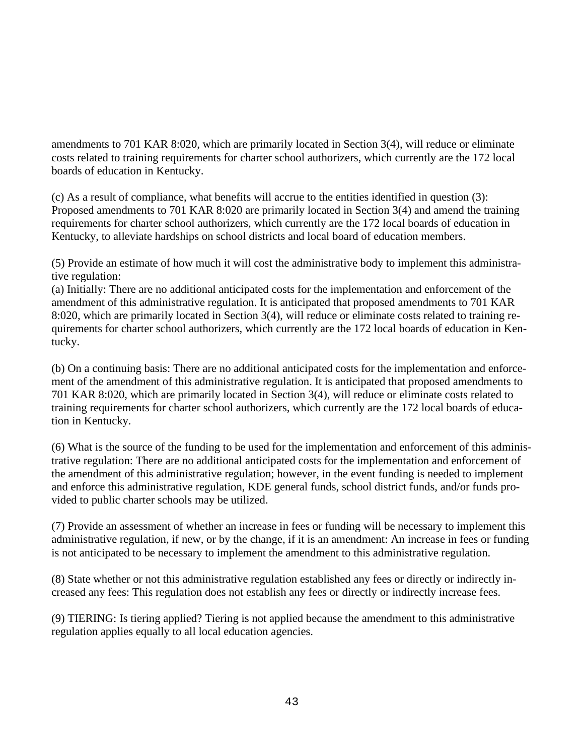amendments to 701 KAR 8:020, which are primarily located in Section 3(4), will reduce or eliminate costs related to training requirements for charter school authorizers, which currently are the 172 local boards of education in Kentucky.

(c) As a result of compliance, what benefits will accrue to the entities identified in question (3): Proposed amendments to 701 KAR 8:020 are primarily located in Section 3(4) and amend the training requirements for charter school authorizers, which currently are the 172 local boards of education in Kentucky, to alleviate hardships on school districts and local board of education members.

(5) Provide an estimate of how much it will cost the administrative body to implement this administrative regulation:
(a) Initially: There are no additional anticipated costs for the implementation and enforcement of the amendment of this administrative regulation. It is anticipated that proposed amendments to 701 KAR 8:020, which are primarily located in Section 3(4), will reduce or eliminate costs related to training requirements for charter school authorizers, which currently are the 172 local boards of education in Kentucky.

(b) On a continuing basis: There are no additional anticipated costs for the implementation and enforcement of the amendment of this administrative regulation. It is anticipated that proposed amendments to 701 KAR 8:020, which are primarily located in Section 3(4), will reduce or eliminate costs related to training requirements for charter school authorizers, which currently are the 172 local boards of education in Kentucky.

(6) What is the source of the funding to be used for the implementation and enforcement of this administrative regulation: There are no additional anticipated costs for the implementation and enforcement of the amendment of this administrative regulation; however, in the event funding is needed to implement and enforce this administrative regulation, KDE general funds, school district funds, and/or funds provided to public charter schools may be utilized.

(7) Provide an assessment of whether an increase in fees or funding will be necessary to implement this administrative regulation, if new, or by the change, if it is an amendment: An increase in fees or funding is not anticipated to be necessary to implement the amendment to this administrative regulation.

(8) State whether or not this administrative regulation established any fees or directly or indirectly increased any fees: This regulation does not establish any fees or directly or indirectly increase fees.

(9) TIERING: Is tiering applied? Tiering is not applied because the amendment to this administrative regulation applies equally to all local education agencies.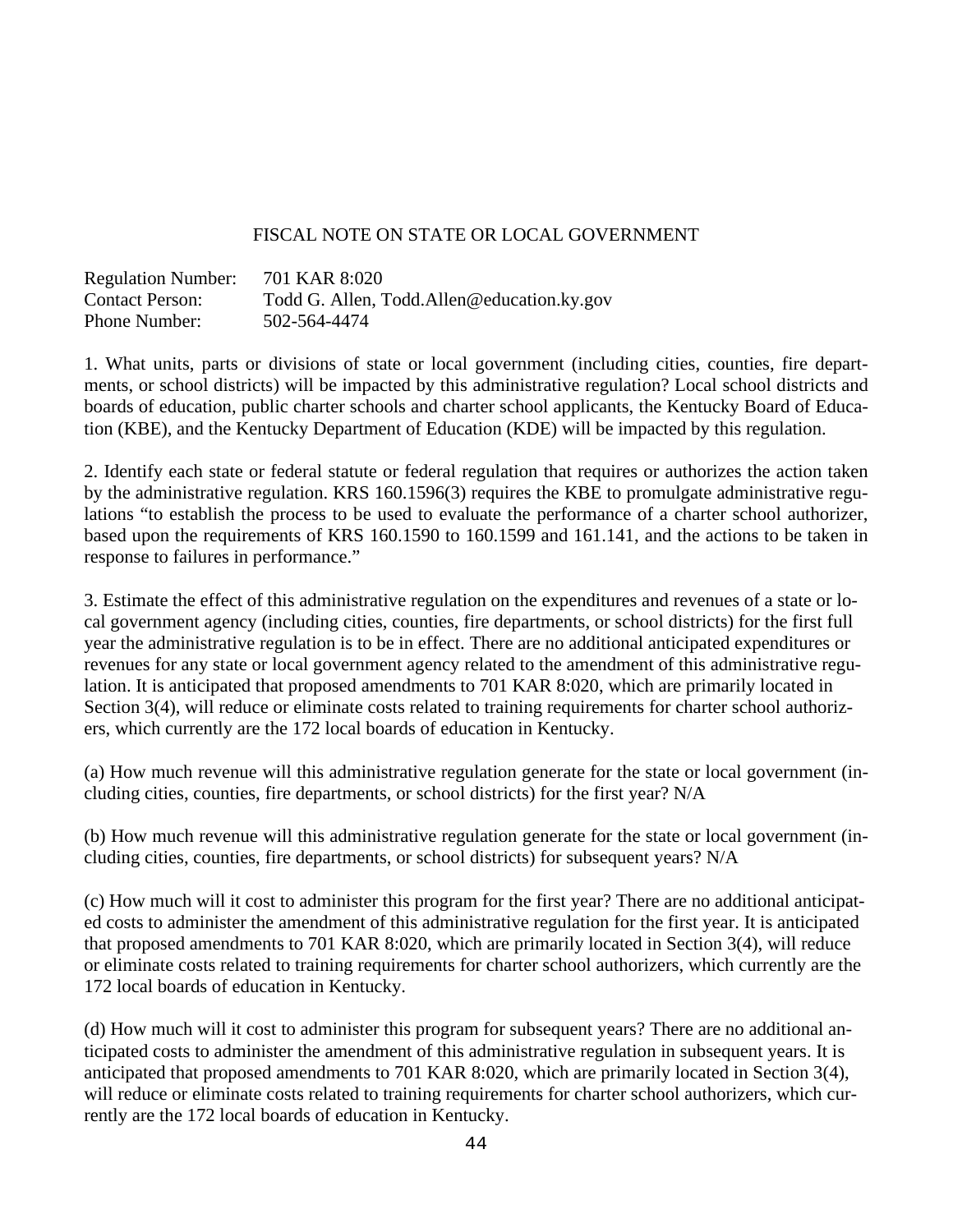## FISCAL NOTE ON STATE OR LOCAL GOVERNMENT

Regulation Number: 701 KAR 8:020
Contact Person: Todd G. Allen, Todd.Allen@education.ky.gov
Phone Number: 502-564-4474

1. What units, parts or divisions of state or local government (including cities, counties, fire departments, or school districts) will be impacted by this administrative regulation? Local school districts and boards of education, public charter schools and charter school applicants, the Kentucky Board of Education (KBE), and the Kentucky Department of Education (KDE) will be impacted by this regulation.

2. Identify each state or federal statute or federal regulation that requires or authorizes the action taken by the administrative regulation. KRS 160.1596(3) requires the KBE to promulgate administrative regulations "to establish the process to be used to evaluate the performance of a charter school authorizer, based upon the requirements of KRS 160.1590 to 160.1599 and 161.141, and the actions to be taken in response to failures in performance."

3. Estimate the effect of this administrative regulation on the expenditures and revenues of a state or local government agency (including cities, counties, fire departments, or school districts) for the first full year the administrative regulation is to be in effect. There are no additional anticipated expenditures or revenues for any state or local government agency related to the amendment of this administrative regulation. It is anticipated that proposed amendments to 701 KAR 8:020, which are primarily located in Section 3(4), will reduce or eliminate costs related to training requirements for charter school authorizers, which currently are the 172 local boards of education in Kentucky.

(a) How much revenue will this administrative regulation generate for the state or local government (including cities, counties, fire departments, or school districts) for the first year? N/A

(b) How much revenue will this administrative regulation generate for the state or local government (including cities, counties, fire departments, or school districts) for subsequent years? N/A

(c) How much will it cost to administer this program for the first year? There are no additional anticipated costs to administer the amendment of this administrative regulation for the first year. It is anticipated that proposed amendments to 701 KAR 8:020, which are primarily located in Section 3(4), will reduce or eliminate costs related to training requirements for charter school authorizers, which currently are the 172 local boards of education in Kentucky.

(d) How much will it cost to administer this program for subsequent years? There are no additional anticipated costs to administer the amendment of this administrative regulation in subsequent years. It is anticipated that proposed amendments to 701 KAR 8:020, which are primarily located in Section 3(4), will reduce or eliminate costs related to training requirements for charter school authorizers, which currently are the 172 local boards of education in Kentucky.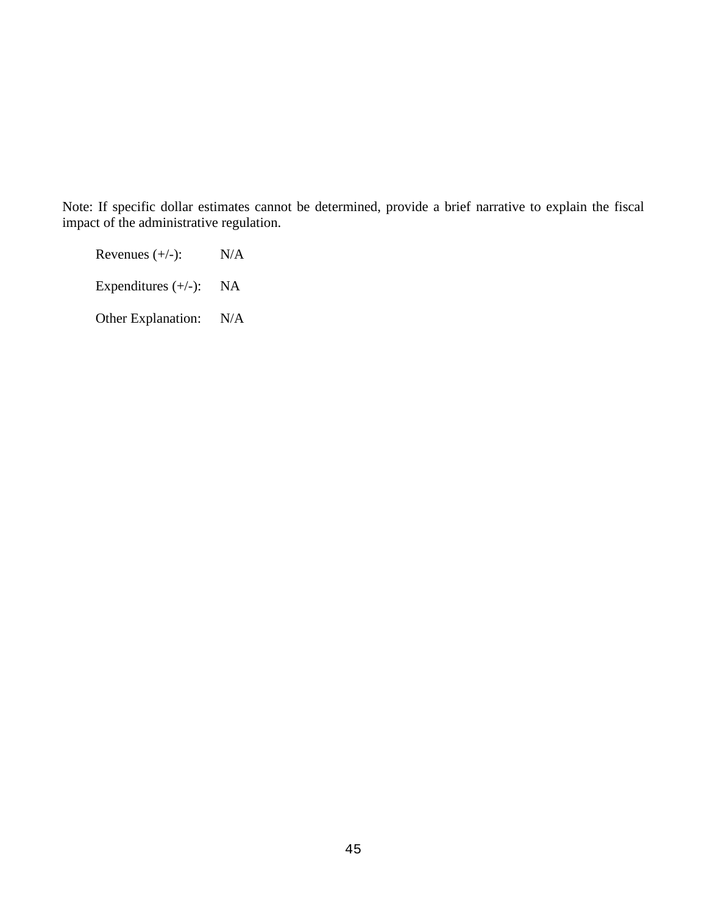Note: If specific dollar estimates cannot be determined, provide a brief narrative to explain the fiscal impact of the administrative regulation.

Revenues (+/-): N/A

Expenditures (+/-): NA

Other Explanation: N/A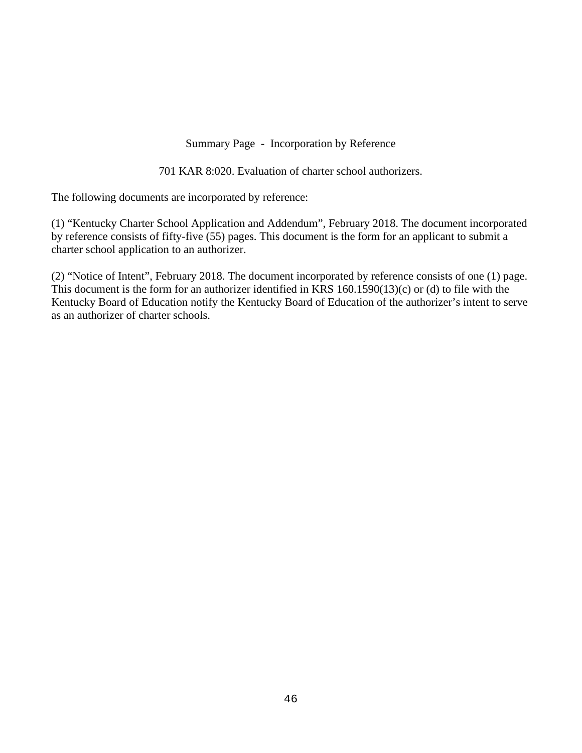Summary Page - Incorporation by Reference

701 KAR 8:020. Evaluation of charter school authorizers.

The following documents are incorporated by reference:

(1) “Kentucky Charter School Application and Addendum”, February 2018. The document incorporated by reference consists of fifty-five (55) pages. This document is the form for an applicant to submit a charter school application to an authorizer.

(2) “Notice of Intent”, February 2018. The document incorporated by reference consists of one (1) page. This document is the form for an authorizer identified in KRS 160.1590(13)(c) or (d) to file with the Kentucky Board of Education notify the Kentucky Board of Education of the authorizer’s intent to serve as an authorizer of charter schools.